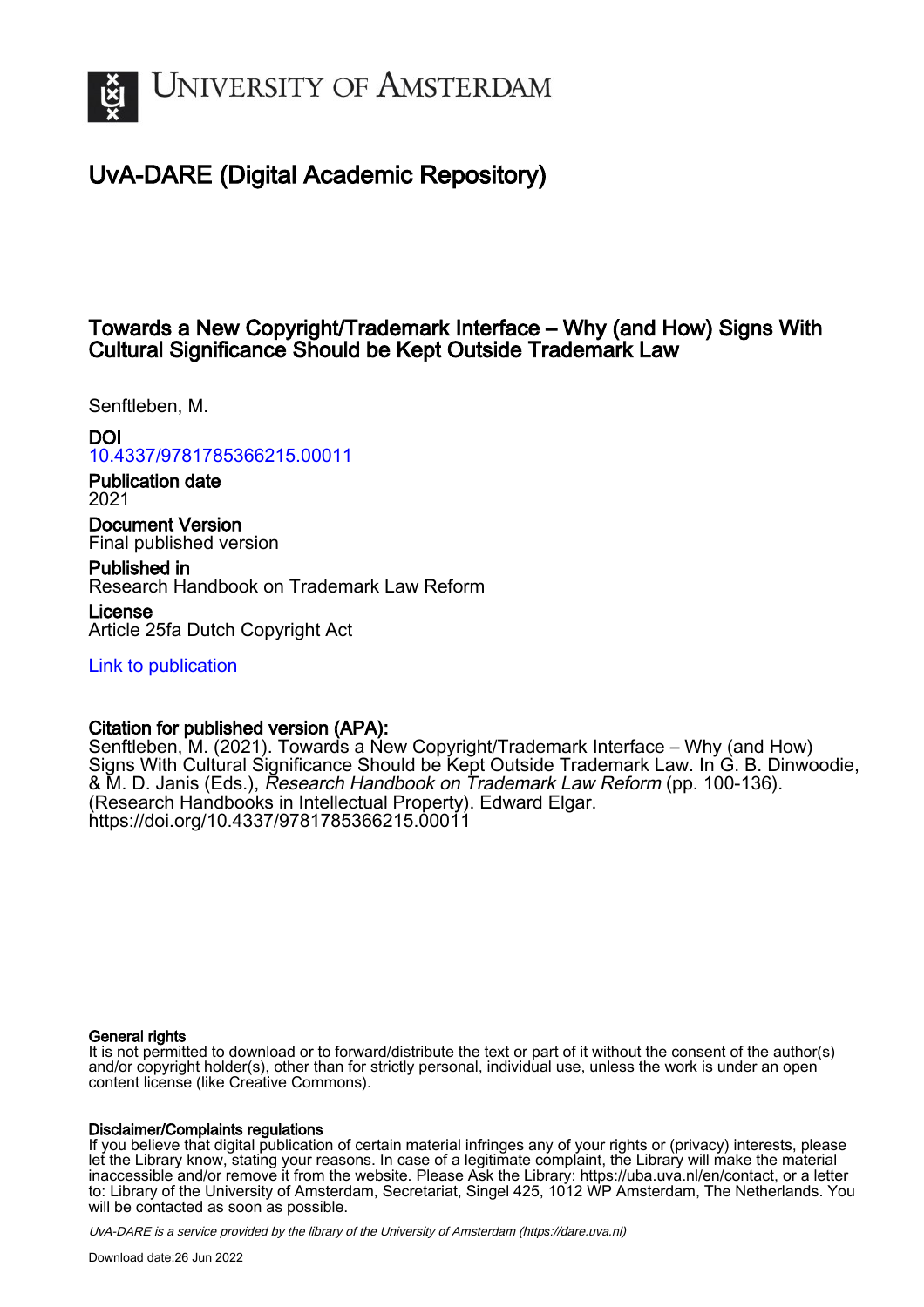# University of Amsterdam

## UvA-DARE (Digital Academic Repository)

### Towards a New Copyright/Trademark Interface – Why (and How) Signs With Cultural Significance Should be Kept Outside Trademark Law

Senftleben, M.

**DOI**
10.4337/9781785366215.00011

**Publication date**
2021

**Document Version**
Final published version

**Published in**
Research Handbook on Trademark Law Reform

**License**
Article 25fa Dutch Copyright Act

Link to publication

**Citation for published version (APA):**
Senftleben, M. (2021). Towards a New Copyright/Trademark Interface – Why (and How) Signs With Cultural Significance Should be Kept Outside Trademark Law. In G. B. Dinwoodie, & M. D. Janis (Eds.), *Research Handbook on Trademark Law Reform* (pp. 100-136). (Research Handbooks in Intellectual Property). Edward Elgar. https://doi.org/10.4337/9781785366215.00011

**General rights**
It is not permitted to download or to forward/distribute the text or part of it without the consent of the author(s) and/or copyright holder(s), other than for strictly personal, individual use, unless the work is under an open content license (like Creative Commons).

**Disclaimer/Complaints regulations**
If you believe that digital publication of certain material infringes any of your rights or (privacy) interests, please let the Library know, stating your reasons. In case of a legitimate complaint, the Library will make the material inaccessible and/or remove it from the website. Please Ask the Library: https://uba.uva.nl/en/contact, or a letter to: Library of the University of Amsterdam, Secretariat, Singel 425, 1012 WP Amsterdam, The Netherlands. You will be contacted as soon as possible.

*UvA-DARE is a service provided by the library of the University of Amsterdam (https://dare.uva.nl)*

Download date:26 Jun 2022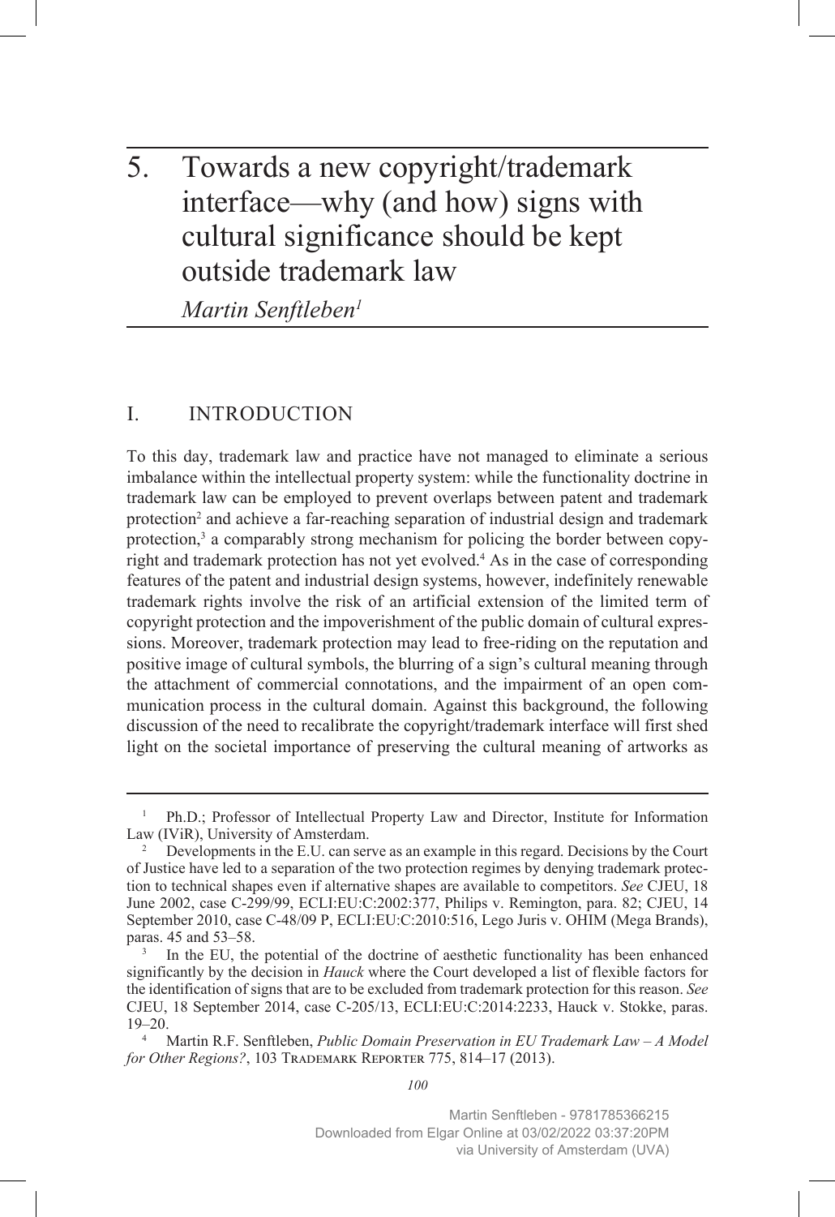# 5. Towards a new copyright/trademark interface—why (and how) signs with cultural significance should be kept outside trademark law

*Martin Senftleben[1]*

## I. INTRODUCTION

To this day, trademark law and practice have not managed to eliminate a serious imbalance within the intellectual property system: while the functionality doctrine in trademark law can be employed to prevent overlaps between patent and trademark protection[2] and achieve a far-reaching separation of industrial design and trademark protection,[3] a comparably strong mechanism for policing the border between copyright and trademark protection has not yet evolved.[4] As in the case of corresponding features of the patent and industrial design systems, however, indefinitely renewable trademark rights involve the risk of an artificial extension of the limited term of copyright protection and the impoverishment of the public domain of cultural expressions. Moreover, trademark protection may lead to free-riding on the reputation and positive image of cultural symbols, the blurring of a sign's cultural meaning through the attachment of commercial connotations, and the impairment of an open communication process in the cultural domain. Against this background, the following discussion of the need to recalibrate the copyright/trademark interface will first shed light on the societal importance of preserving the cultural meaning of artworks as

---

[1] Ph.D.; Professor of Intellectual Property Law and Director, Institute for Information Law (IViR), University of Amsterdam.

[2] Developments in the E.U. can serve as an example in this regard. Decisions by the Court of Justice have led to a separation of the two protection regimes by denying trademark protection to technical shapes even if alternative shapes are available to competitors. *See* CJEU, 18 June 2002, case C-299/99, ECLI:EU:C:2002:377, Philips v. Remington, para. 82; CJEU, 14 September 2010, case C-48/09 P, ECLI:EU:C:2010:516, Lego Juris v. OHIM (Mega Brands), paras. 45 and 53–58.

[3] In the EU, the potential of the doctrine of aesthetic functionality has been enhanced significantly by the decision in *Hauck* where the Court developed a list of flexible factors for the identification of signs that are to be excluded from trademark protection for this reason. *See* CJEU, 18 September 2014, case C-205/13, ECLI:EU:C:2014:2233, Hauck v. Stokke, paras. 19–20.

[4] Martin R.F. Senftleben, *Public Domain Preservation in EU Trademark Law – A Model for Other Regions?*, 103 Trademark Reporter 775, 814–17 (2013).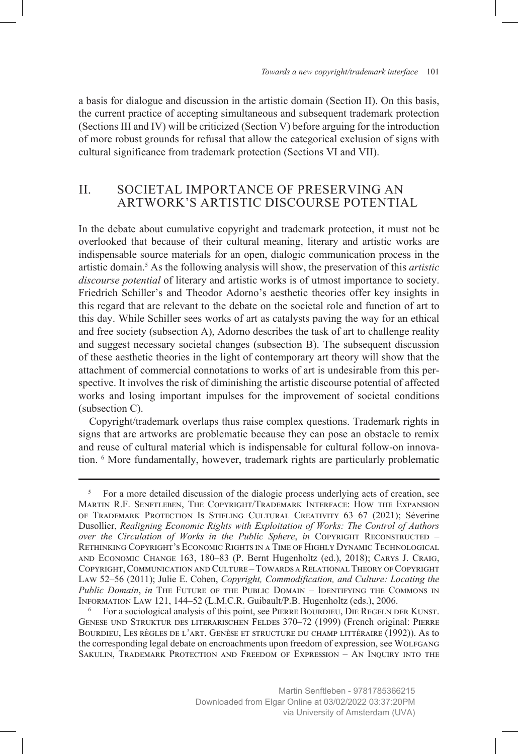a basis for dialogue and discussion in the artistic domain (Section II). On this basis, the current practice of accepting simultaneous and subsequent trademark protection (Sections III and IV) will be criticized (Section V) before arguing for the introduction of more robust grounds for refusal that allow the categorical exclusion of signs with cultural significance from trademark protection (Sections VI and VII).

## II. SOCIETAL IMPORTANCE OF PRESERVING AN ARTWORK'S ARTISTIC DISCOURSE POTENTIAL

In the debate about cumulative copyright and trademark protection, it must not be overlooked that because of their cultural meaning, literary and artistic works are indispensable source materials for an open, dialogic communication process in the artistic domain.[5] As the following analysis will show, the preservation of this *artistic discourse potential* of literary and artistic works is of utmost importance to society. Friedrich Schiller's and Theodor Adorno's aesthetic theories offer key insights in this regard that are relevant to the debate on the societal role and function of art to this day. While Schiller sees works of art as catalysts paving the way for an ethical and free society (subsection A), Adorno describes the task of art to challenge reality and suggest necessary societal changes (subsection B). The subsequent discussion of these aesthetic theories in the light of contemporary art theory will show that the attachment of commercial connotations to works of art is undesirable from this perspective. It involves the risk of diminishing the artistic discourse potential of affected works and losing important impulses for the improvement of societal conditions (subsection C).

Copyright/trademark overlaps thus raise complex questions. Trademark rights in signs that are artworks are problematic because they can pose an obstacle to remix and reuse of cultural material which is indispensable for cultural follow-on innovation. [6] More fundamentally, however, trademark rights are particularly problematic

---

[5] For a more detailed discussion of the dialogic process underlying acts of creation, see Martin R.F. Senftleben, The Copyright/Trademark Interface: How the Expansion of Trademark Protection Is Stifling Cultural Creativity 63–67 (2021); Séverine Dusollier, *Realigning Economic Rights with Exploitation of Works: The Control of Authors over the Circulation of Works in the Public Sphere*, *in* Copyright Reconstructed – Rethinking Copyright's Economic Rights in a Time of Highly Dynamic Technological and Economic Change 163, 180–83 (P. Bernt Hugenholtz (ed.), 2018); Carys J. Craig, Copyright, Communication and Culture – Towards a Relational Theory of Copyright Law 52–56 (2011); Julie E. Cohen, *Copyright, Commodification, and Culture: Locating the Public Domain*, *in* The Future of the Public Domain – Identifying the Commons in Information Law 121, 144–52 (L.M.C.R. Guibault/P.B. Hugenholtz (eds.), 2006.

[6] For a sociological analysis of this point, see Pierre Bourdieu, Die Regeln der Kunst. Genese und Struktur des literarischen Feldes 370–72 (1999) (French original: Pierre Bourdieu, Les règles de l'art. Genèse et structure du champ littéraire (1992)). As to the corresponding legal debate on encroachments upon freedom of expression, see Wolfgang Sakulin, Trademark Protection and Freedom of Expression – An Inquiry into the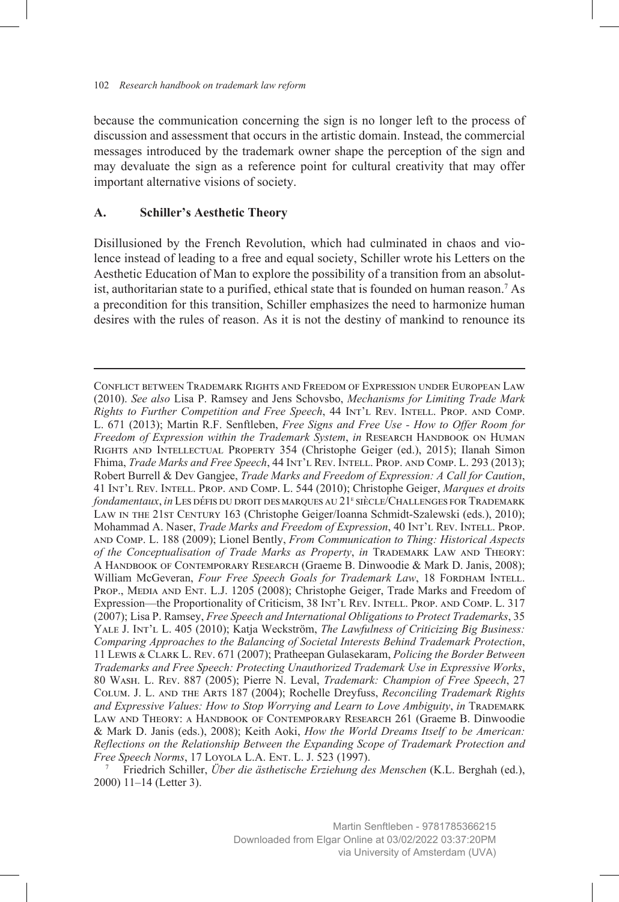because the communication concerning the sign is no longer left to the process of discussion and assessment that occurs in the artistic domain. Instead, the commercial messages introduced by the trademark owner shape the perception of the sign and may devaluate the sign as a reference point for cultural creativity that may offer important alternative visions of society.

## A. Schiller's Aesthetic Theory

Disillusioned by the French Revolution, which had culminated in chaos and violence instead of leading to a free and equal society, Schiller wrote his Letters on the Aesthetic Education of Man to explore the possibility of a transition from an absolutist, authoritarian state to a purified, ethical state that is founded on human reason.[7] As a precondition for this transition, Schiller emphasizes the need to harmonize human desires with the rules of reason. As it is not the destiny of mankind to renounce its

---

Conflict between Trademark Rights and Freedom of Expression under European Law (2010). *See also* Lisa P. Ramsey and Jens Schovsbo, *Mechanisms for Limiting Trade Mark Rights to Further Competition and Free Speech*, 44 Int'l Rev. Intell. Prop. and Comp. L. 671 (2013); Martin R.F. Senftleben, *Free Signs and Free Use - How to Offer Room for Freedom of Expression within the Trademark System*, *in* Research Handbook on Human Rights and Intellectual Property 354 (Christophe Geiger (ed.), 2015); Ilanah Simon Fhima, *Trade Marks and Free Speech*, 44 Int'l Rev. Intell. Prop. and Comp. L. 293 (2013); Robert Burrell & Dev Gangjee, *Trade Marks and Freedom of Expression: A Call for Caution*, 41 Int'l Rev. Intell. Prop. and Comp. L. 544 (2010); Christophe Geiger, *Marques et droits fondamentaux*, *in* Les défis du droit des marques au 21e siècle/Challenges for Trademark Law in the 21st Century 163 (Christophe Geiger/Ioanna Schmidt-Szalewski (eds.), 2010); Mohammad A. Naser, *Trade Marks and Freedom of Expression*, 40 Int'l Rev. Intell. Prop. and Comp. L. 188 (2009); Lionel Bently, *From Communication to Thing: Historical Aspects of the Conceptualisation of Trade Marks as Property*, *in* Trademark Law and Theory: A Handbook of Contemporary Research (Graeme B. Dinwoodie & Mark D. Janis, 2008); William McGeveran, *Four Free Speech Goals for Trademark Law*, 18 Fordham Intell. Prop., Media and Ent. L.J. 1205 (2008); Christophe Geiger, Trade Marks and Freedom of Expression—the Proportionality of Criticism, 38 Int'l Rev. Intell. Prop. and Comp. L. 317 (2007); Lisa P. Ramsey, *Free Speech and International Obligations to Protect Trademarks*, 35 Yale J. Int'l L. 405 (2010); Katja Weckström, *The Lawfulness of Criticizing Big Business: Comparing Approaches to the Balancing of Societal Interests Behind Trademark Protection*, 11 Lewis & Clark L. Rev. 671 (2007); Pratheepan Gulasekaram, *Policing the Border Between Trademarks and Free Speech: Protecting Unauthorized Trademark Use in Expressive Works*, 80 Wash. L. Rev. 887 (2005); Pierre N. Leval, *Trademark: Champion of Free Speech*, 27 Colum. J. L. and the Arts 187 (2004); Rochelle Dreyfuss, *Reconciling Trademark Rights and Expressive Values: How to Stop Worrying and Learn to Love Ambiguity*, *in* Trademark Law and Theory: a Handbook of Contemporary Research 261 (Graeme B. Dinwoodie & Mark D. Janis (eds.), 2008); Keith Aoki, *How the World Dreams Itself to be American: Reflections on the Relationship Between the Expanding Scope of Trademark Protection and Free Speech Norms*, 17 Loyola L.A. Ent. L. J. 523 (1997).

[7] Friedrich Schiller, *Über die ästhetische Erziehung des Menschen* (K.L. Berghah (ed.), 2000) 11–14 (Letter 3).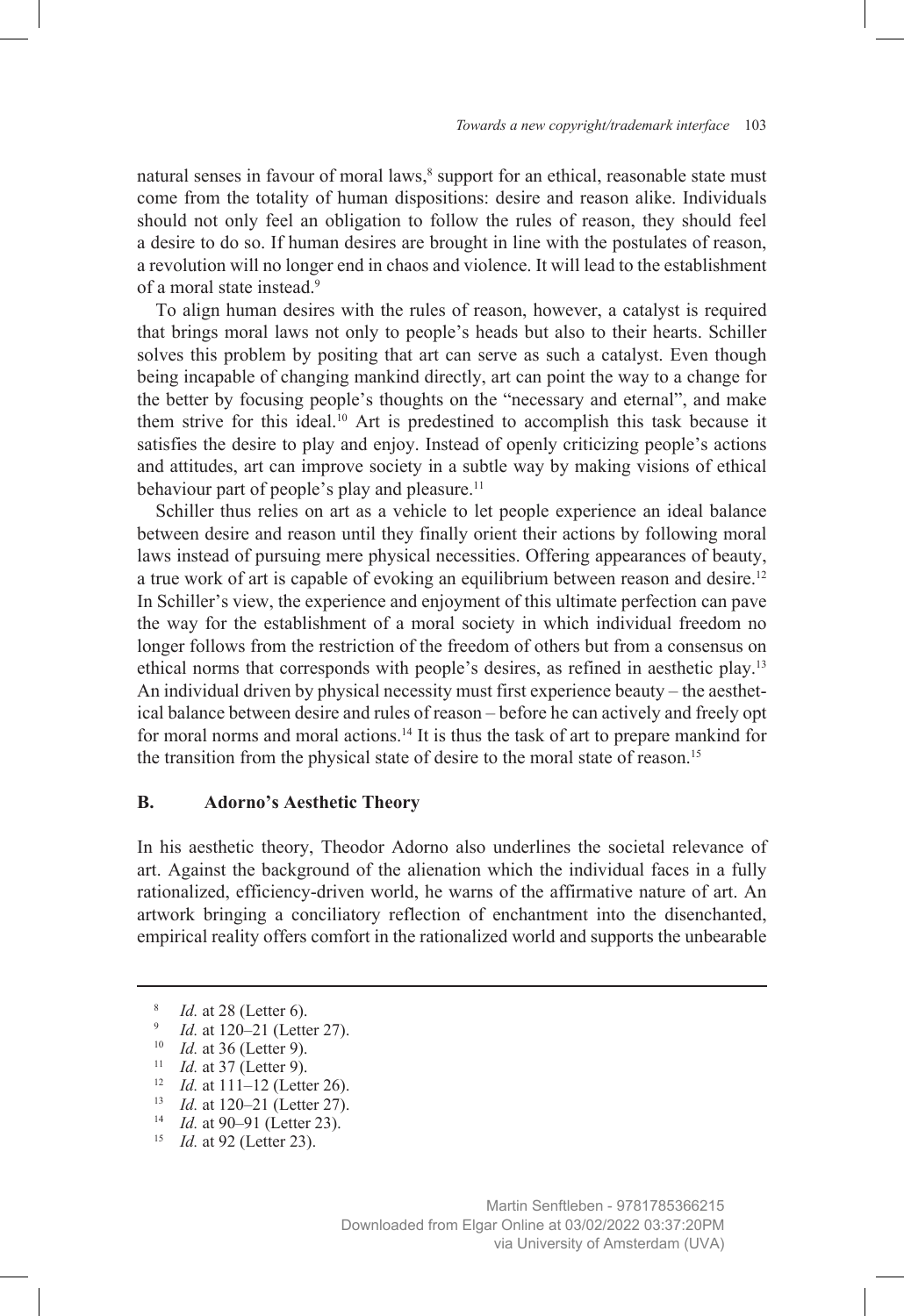natural senses in favour of moral laws,[8] support for an ethical, reasonable state must come from the totality of human dispositions: desire and reason alike. Individuals should not only feel an obligation to follow the rules of reason, they should feel a desire to do so. If human desires are brought in line with the postulates of reason, a revolution will no longer end in chaos and violence. It will lead to the establishment of a moral state instead.[9]

To align human desires with the rules of reason, however, a catalyst is required that brings moral laws not only to people's heads but also to their hearts. Schiller solves this problem by positing that art can serve as such a catalyst. Even though being incapable of changing mankind directly, art can point the way to a change for the better by focusing people's thoughts on the "necessary and eternal", and make them strive for this ideal.[10] Art is predestined to accomplish this task because it satisfies the desire to play and enjoy. Instead of openly criticizing people's actions and attitudes, art can improve society in a subtle way by making visions of ethical behaviour part of people's play and pleasure.[11]

Schiller thus relies on art as a vehicle to let people experience an ideal balance between desire and reason until they finally orient their actions by following moral laws instead of pursuing mere physical necessities. Offering appearances of beauty, a true work of art is capable of evoking an equilibrium between reason and desire.[12] In Schiller's view, the experience and enjoyment of this ultimate perfection can pave the way for the establishment of a moral society in which individual freedom no longer follows from the restriction of the freedom of others but from a consensus on ethical norms that corresponds with people's desires, as refined in aesthetic play.[13] An individual driven by physical necessity must first experience beauty – the aesthetical balance between desire and rules of reason – before he can actively and freely opt for moral norms and moral actions.[14] It is thus the task of art to prepare mankind for the transition from the physical state of desire to the moral state of reason.[15]

## B. Adorno's Aesthetic Theory

In his aesthetic theory, Theodor Adorno also underlines the societal relevance of art. Against the background of the alienation which the individual faces in a fully rationalized, efficiency-driven world, he warns of the affirmative nature of art. An artwork bringing a conciliatory reflection of enchantment into the disenchanted, empirical reality offers comfort in the rationalized world and supports the unbearable

---

[8] *Id.* at 28 (Letter 6).

[9] *Id.* at 120–21 (Letter 27).

[10] *Id.* at 36 (Letter 9).

[11] *Id.* at 37 (Letter 9).

[12] *Id.* at 111–12 (Letter 26).

[13] *Id.* at 120–21 (Letter 27).

[14] *Id.* at 90–91 (Letter 23).

[15] *Id.* at 92 (Letter 23).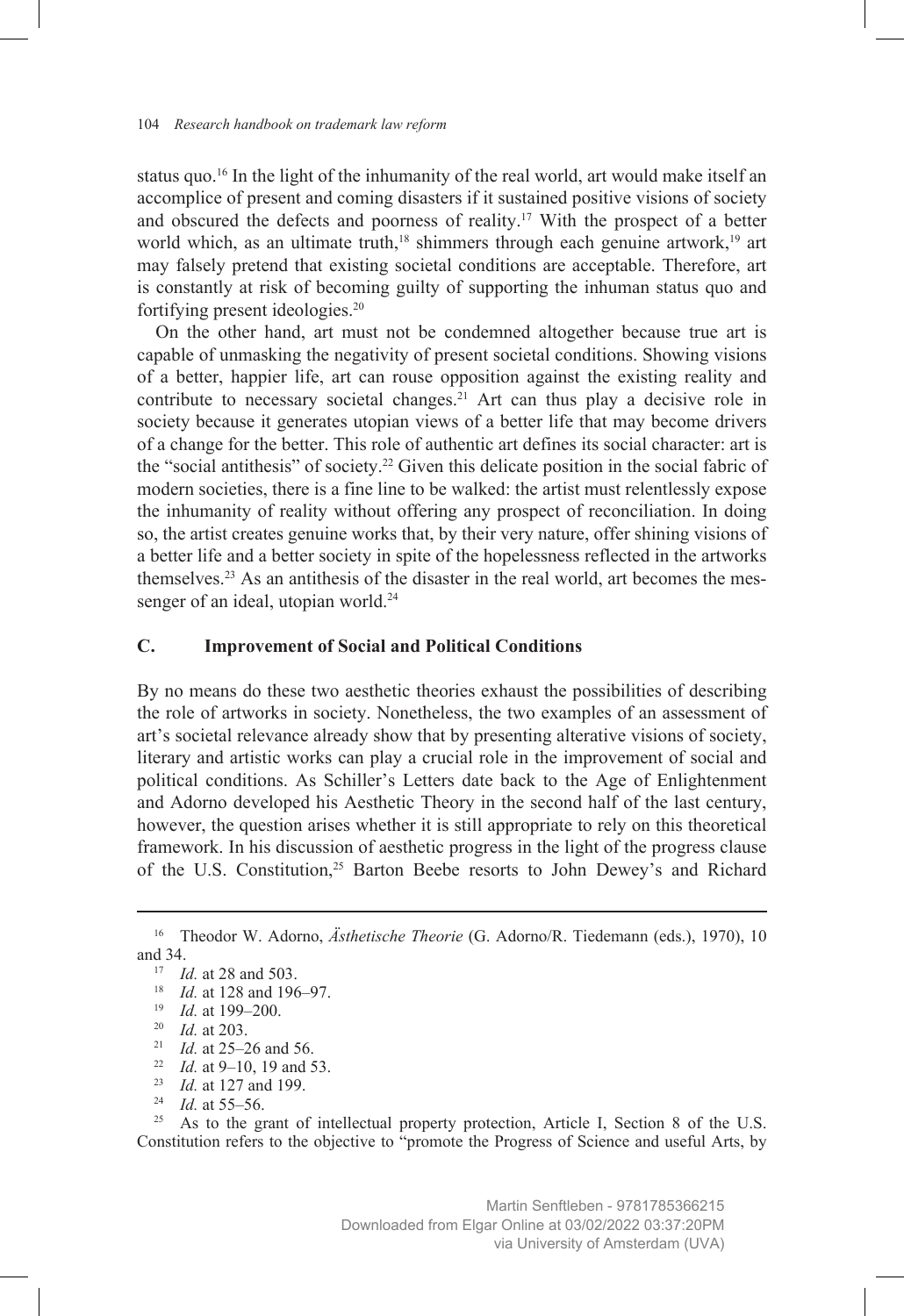status quo.[16] In the light of the inhumanity of the real world, art would make itself an accomplice of present and coming disasters if it sustained positive visions of society and obscured the defects and poorness of reality.[17] With the prospect of a better world which, as an ultimate truth,[18] shimmers through each genuine artwork,[19] art may falsely pretend that existing societal conditions are acceptable. Therefore, art is constantly at risk of becoming guilty of supporting the inhuman status quo and fortifying present ideologies.[20]

On the other hand, art must not be condemned altogether because true art is capable of unmasking the negativity of present societal conditions. Showing visions of a better, happier life, art can rouse opposition against the existing reality and contribute to necessary societal changes.[21] Art can thus play a decisive role in society because it generates utopian views of a better life that may become drivers of a change for the better. This role of authentic art defines its social character: art is the "social antithesis" of society.[22] Given this delicate position in the social fabric of modern societies, there is a fine line to be walked: the artist must relentlessly expose the inhumanity of reality without offering any prospect of reconciliation. In doing so, the artist creates genuine works that, by their very nature, offer shining visions of a better life and a better society in spite of the hopelessness reflected in the artworks themselves.[23] As an antithesis of the disaster in the real world, art becomes the messenger of an ideal, utopian world.[24]

## C. Improvement of Social and Political Conditions

By no means do these two aesthetic theories exhaust the possibilities of describing the role of artworks in society. Nonetheless, the two examples of an assessment of art's societal relevance already show that by presenting alterative visions of society, literary and artistic works can play a crucial role in the improvement of social and political conditions. As Schiller's Letters date back to the Age of Enlightenment and Adorno developed his Aesthetic Theory in the second half of the last century, however, the question arises whether it is still appropriate to rely on this theoretical framework. In his discussion of aesthetic progress in the light of the progress clause of the U.S. Constitution,[25] Barton Beebe resorts to John Dewey's and Richard

---

[16] Theodor W. Adorno, *Ästhetische Theorie* (G. Adorno/R. Tiedemann (eds.), 1970), 10 and 34.

[17] *Id.* at 28 and 503.

[18] *Id.* at 128 and 196–97.

[19] *Id.* at 199–200.

[20] *Id.* at 203.

[21] *Id.* at 25–26 and 56.

[22] *Id.* at 9–10, 19 and 53.

[23] *Id.* at 127 and 199.

[24] *Id.* at 55–56.

[25] As to the grant of intellectual property protection, Article I, Section 8 of the U.S. Constitution refers to the objective to "promote the Progress of Science and useful Arts, by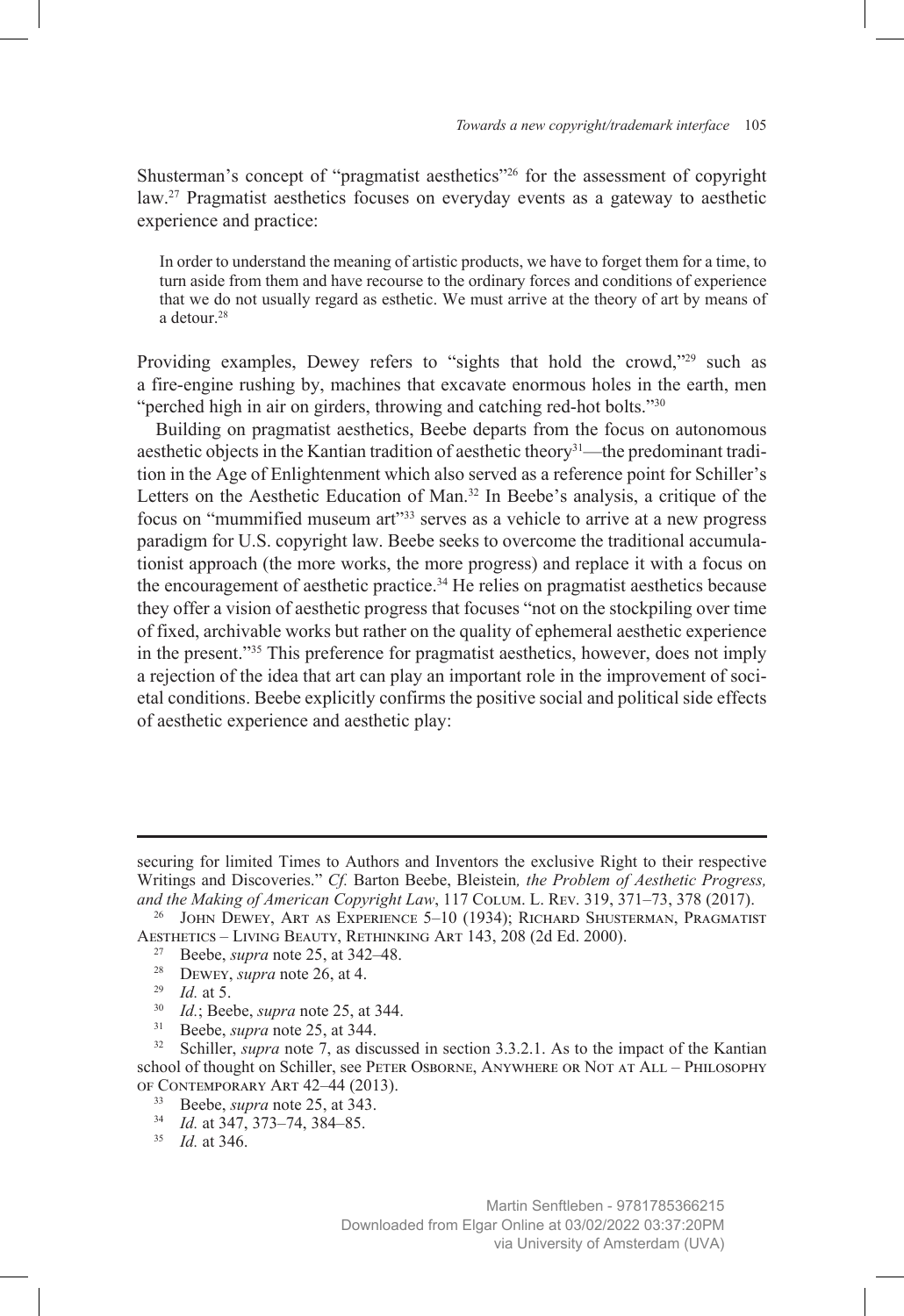Shusterman's concept of "pragmatist aesthetics"[26] for the assessment of copyright law.[27] Pragmatist aesthetics focuses on everyday events as a gateway to aesthetic experience and practice:

> In order to understand the meaning of artistic products, we have to forget them for a time, to turn aside from them and have recourse to the ordinary forces and conditions of experience that we do not usually regard as esthetic. We must arrive at the theory of art by means of a detour.[28]

Providing examples, Dewey refers to "sights that hold the crowd,"[29] such as a fire-engine rushing by, machines that excavate enormous holes in the earth, men "perched high in air on girders, throwing and catching red-hot bolts."[30]

Building on pragmatist aesthetics, Beebe departs from the focus on autonomous aesthetic objects in the Kantian tradition of aesthetic theory[31]—the predominant tradition in the Age of Enlightenment which also served as a reference point for Schiller's Letters on the Aesthetic Education of Man.[32] In Beebe's analysis, a critique of the focus on "mummified museum art"[33] serves as a vehicle to arrive at a new progress paradigm for U.S. copyright law. Beebe seeks to overcome the traditional accumulationist approach (the more works, the more progress) and replace it with a focus on the encouragement of aesthetic practice.[34] He relies on pragmatist aesthetics because they offer a vision of aesthetic progress that focuses "not on the stockpiling over time of fixed, archivable works but rather on the quality of ephemeral aesthetic experience in the present."[35] This preference for pragmatist aesthetics, however, does not imply a rejection of the idea that art can play an important role in the improvement of societal conditions. Beebe explicitly confirms the positive social and political side effects of aesthetic experience and aesthetic play:

---

securing for limited Times to Authors and Inventors the exclusive Right to their respective Writings and Discoveries." *Cf.* Barton Beebe, Bleistein*, the Problem of Aesthetic Progress, and the Making of American Copyright Law*, 117 Colum. L. Rev. 319, 371–73, 378 (2017).

[26] John Dewey, Art as Experience 5–10 (1934); Richard Shusterman, Pragmatist Aesthetics – Living Beauty, Rethinking Art 143, 208 (2d Ed. 2000).

[27] Beebe, *supra* note 25, at 342–48.

[28] Dewey, *supra* note 26, at 4.

[29] *Id.* at 5.

[30] *Id.*; Beebe, *supra* note 25, at 344.

[31] Beebe, *supra* note 25, at 344.

[32] Schiller, *supra* note 7, as discussed in section 3.3.2.1. As to the impact of the Kantian school of thought on Schiller, see Peter Osborne, Anywhere or Not at All – Philosophy of Contemporary Art 42–44 (2013).

[33] Beebe, *supra* note 25, at 343.

[34] *Id.* at 347, 373–74, 384–85.

[35] *Id.* at 346.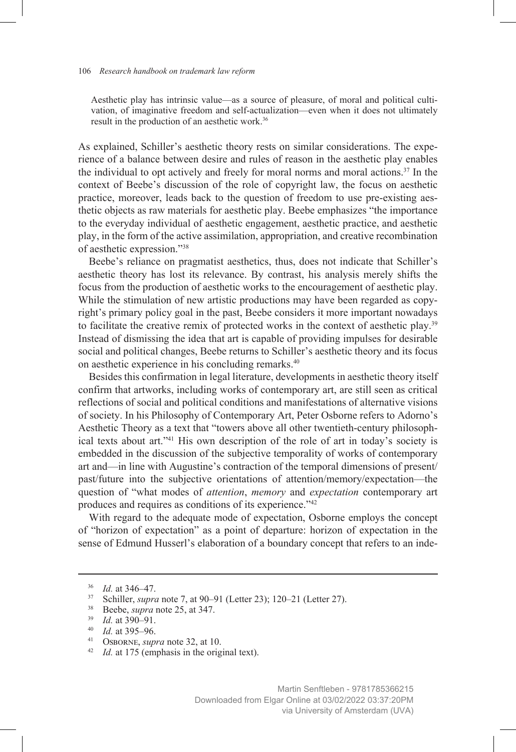> Aesthetic play has intrinsic value—as a source of pleasure, of moral and political cultivation, of imaginative freedom and self-actualization—even when it does not ultimately result in the production of an aesthetic work.[36]

As explained, Schiller's aesthetic theory rests on similar considerations. The experience of a balance between desire and rules of reason in the aesthetic play enables the individual to opt actively and freely for moral norms and moral actions.[37] In the context of Beebe's discussion of the role of copyright law, the focus on aesthetic practice, moreover, leads back to the question of freedom to use pre-existing aesthetic objects as raw materials for aesthetic play. Beebe emphasizes "the importance to the everyday individual of aesthetic engagement, aesthetic practice, and aesthetic play, in the form of the active assimilation, appropriation, and creative recombination of aesthetic expression."[38]

Beebe's reliance on pragmatist aesthetics, thus, does not indicate that Schiller's aesthetic theory has lost its relevance. By contrast, his analysis merely shifts the focus from the production of aesthetic works to the encouragement of aesthetic play. While the stimulation of new artistic productions may have been regarded as copyright's primary policy goal in the past, Beebe considers it more important nowadays to facilitate the creative remix of protected works in the context of aesthetic play.[39] Instead of dismissing the idea that art is capable of providing impulses for desirable social and political changes, Beebe returns to Schiller's aesthetic theory and its focus on aesthetic experience in his concluding remarks.[40]

Besides this confirmation in legal literature, developments in aesthetic theory itself confirm that artworks, including works of contemporary art, are still seen as critical reflections of social and political conditions and manifestations of alternative visions of society. In his Philosophy of Contemporary Art, Peter Osborne refers to Adorno's Aesthetic Theory as a text that "towers above all other twentieth-century philosophical texts about art."[41] His own description of the role of art in today's society is embedded in the discussion of the subjective temporality of works of contemporary art and—in line with Augustine's contraction of the temporal dimensions of present/past/future into the subjective orientations of attention/memory/expectation—the question of "what modes of *attention*, *memory* and *expectation* contemporary art produces and requires as conditions of its experience."[42]

With regard to the adequate mode of expectation, Osborne employs the concept of "horizon of expectation" as a point of departure: horizon of expectation in the sense of Edmund Husserl's elaboration of a boundary concept that refers to an inde-

---

[36] *Id.* at 346–47.

[37] Schiller, *supra* note 7, at 90–91 (Letter 23); 120–21 (Letter 27).

[38] Beebe, *supra* note 25, at 347.

[39] *Id.* at 390–91.

[40] *Id.* at 395–96.

[41] Osborne, *supra* note 32, at 10.

[42] *Id.* at 175 (emphasis in the original text).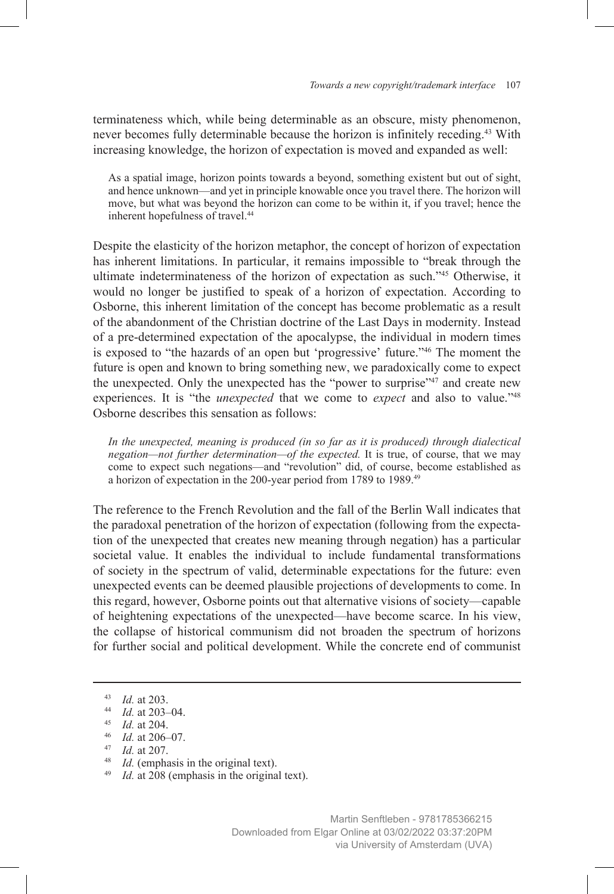terminateness which, while being determinable as an obscure, misty phenomenon, never becomes fully determinable because the horizon is infinitely receding.[43] With increasing knowledge, the horizon of expectation is moved and expanded as well:

> As a spatial image, horizon points towards a beyond, something existent but out of sight, and hence unknown—and yet in principle knowable once you travel there. The horizon will move, but what was beyond the horizon can come to be within it, if you travel; hence the inherent hopefulness of travel.[44]

Despite the elasticity of the horizon metaphor, the concept of horizon of expectation has inherent limitations. In particular, it remains impossible to "break through the ultimate indeterminateness of the horizon of expectation as such."[45] Otherwise, it would no longer be justified to speak of a horizon of expectation. According to Osborne, this inherent limitation of the concept has become problematic as a result of the abandonment of the Christian doctrine of the Last Days in modernity. Instead of a pre-determined expectation of the apocalypse, the individual in modern times is exposed to "the hazards of an open but 'progressive' future."[46] The moment the future is open and known to bring something new, we paradoxically come to expect the unexpected. Only the unexpected has the "power to surprise"[47] and create new experiences. It is "the *unexpected* that we come to *expect* and also to value."[48] Osborne describes this sensation as follows:

> *In the unexpected, meaning is produced (in so far as it is produced) through dialectical negation—not further determination—of the expected.* It is true, of course, that we may come to expect such negations—and "revolution" did, of course, become established as a horizon of expectation in the 200-year period from 1789 to 1989.[49]

The reference to the French Revolution and the fall of the Berlin Wall indicates that the paradoxal penetration of the horizon of expectation (following from the expectation of the unexpected that creates new meaning through negation) has a particular societal value. It enables the individual to include fundamental transformations of society in the spectrum of valid, determinable expectations for the future: even unexpected events can be deemed plausible projections of developments to come. In this regard, however, Osborne points out that alternative visions of society—capable of heightening expectations of the unexpected—have become scarce. In his view, the collapse of historical communism did not broaden the spectrum of horizons for further social and political development. While the concrete end of communist

---

[43] *Id.* at 203.

[44] *Id.* at 203–04.

[45] *Id.* at 204.

[46] *Id.* at 206–07.

[47] *Id.* at 207.

[48] *Id.* (emphasis in the original text).

[49] *Id.* at 208 (emphasis in the original text).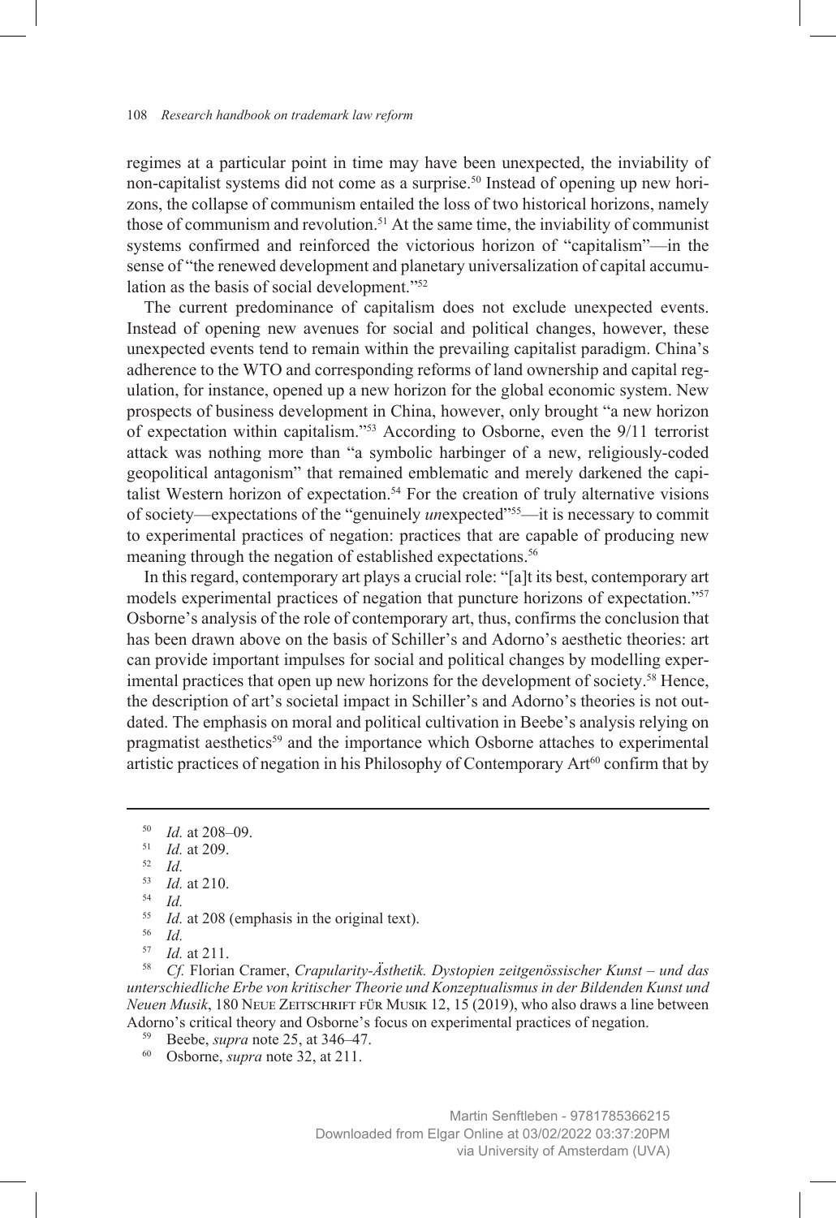regimes at a particular point in time may have been unexpected, the inviability of non-capitalist systems did not come as a surprise.[50] Instead of opening up new horizons, the collapse of communism entailed the loss of two historical horizons, namely those of communism and revolution.[51] At the same time, the inviability of communist systems confirmed and reinforced the victorious horizon of "capitalism"—in the sense of "the renewed development and planetary universalization of capital accumulation as the basis of social development."[52]

The current predominance of capitalism does not exclude unexpected events. Instead of opening new avenues for social and political changes, however, these unexpected events tend to remain within the prevailing capitalist paradigm. China's adherence to the WTO and corresponding reforms of land ownership and capital regulation, for instance, opened up a new horizon for the global economic system. New prospects of business development in China, however, only brought "a new horizon of expectation within capitalism."[53] According to Osborne, even the 9/11 terrorist attack was nothing more than "a symbolic harbinger of a new, religiously-coded geopolitical antagonism" that remained emblematic and merely darkened the capitalist Western horizon of expectation.[54] For the creation of truly alternative visions of society—expectations of the "genuinely *un*expected"[55]—it is necessary to commit to experimental practices of negation: practices that are capable of producing new meaning through the negation of established expectations.[56]

In this regard, contemporary art plays a crucial role: "[a]t its best, contemporary art models experimental practices of negation that puncture horizons of expectation."[57] Osborne's analysis of the role of contemporary art, thus, confirms the conclusion that has been drawn above on the basis of Schiller's and Adorno's aesthetic theories: art can provide important impulses for social and political changes by modelling experimental practices that open up new horizons for the development of society.[58] Hence, the description of art's societal impact in Schiller's and Adorno's theories is not outdated. The emphasis on moral and political cultivation in Beebe's analysis relying on pragmatist aesthetics[59] and the importance which Osborne attaches to experimental artistic practices of negation in his Philosophy of Contemporary Art[60] confirm that by

---

[50] *Id.* at 208–09.

[51] *Id.* at 209.

[52] *Id.*

[53] *Id.* at 210.

[54] *Id.*

[55] *Id.* at 208 (emphasis in the original text).

[56] *Id.*

[57] *Id.* at 211.

[58] *Cf.* Florian Cramer, *Crapularity-Ästhetik. Dystopien zeitgenössischer Kunst – und das unterschiedliche Erbe von kritischer Theorie und Konzeptualismus in der Bildenden Kunst und Neuen Musik*, 180 Neue Zeitschrift für Musik 12, 15 (2019), who also draws a line between Adorno's critical theory and Osborne's focus on experimental practices of negation.

[59] Beebe, *supra* note 25, at 346–47.

[60] Osborne, *supra* note 32, at 211.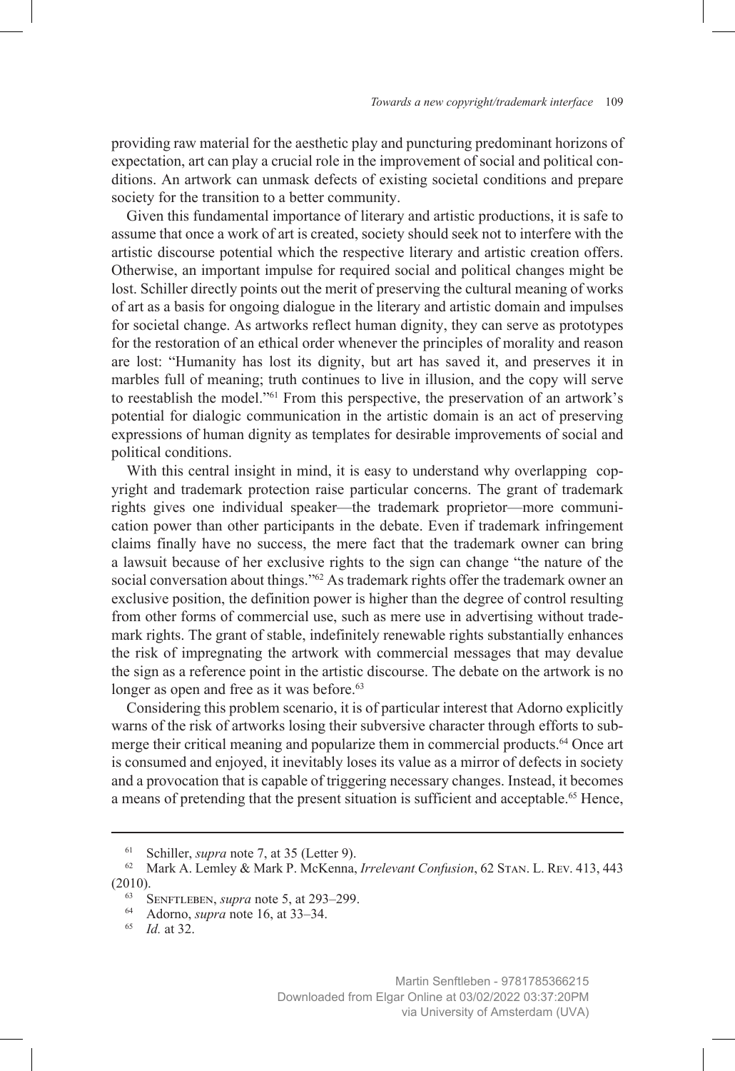providing raw material for the aesthetic play and puncturing predominant horizons of expectation, art can play a crucial role in the improvement of social and political conditions. An artwork can unmask defects of existing societal conditions and prepare society for the transition to a better community.

Given this fundamental importance of literary and artistic productions, it is safe to assume that once a work of art is created, society should seek not to interfere with the artistic discourse potential which the respective literary and artistic creation offers. Otherwise, an important impulse for required social and political changes might be lost. Schiller directly points out the merit of preserving the cultural meaning of works of art as a basis for ongoing dialogue in the literary and artistic domain and impulses for societal change. As artworks reflect human dignity, they can serve as prototypes for the restoration of an ethical order whenever the principles of morality and reason are lost: "Humanity has lost its dignity, but art has saved it, and preserves it in marbles full of meaning; truth continues to live in illusion, and the copy will serve to reestablish the model."[61] From this perspective, the preservation of an artwork's potential for dialogic communication in the artistic domain is an act of preserving expressions of human dignity as templates for desirable improvements of social and political conditions.

With this central insight in mind, it is easy to understand why overlapping copyright and trademark protection raise particular concerns. The grant of trademark rights gives one individual speaker—the trademark proprietor—more communication power than other participants in the debate. Even if trademark infringement claims finally have no success, the mere fact that the trademark owner can bring a lawsuit because of her exclusive rights to the sign can change "the nature of the social conversation about things."[62] As trademark rights offer the trademark owner an exclusive position, the definition power is higher than the degree of control resulting from other forms of commercial use, such as mere use in advertising without trademark rights. The grant of stable, indefinitely renewable rights substantially enhances the risk of impregnating the artwork with commercial messages that may devalue the sign as a reference point in the artistic discourse. The debate on the artwork is no longer as open and free as it was before.[63]

Considering this problem scenario, it is of particular interest that Adorno explicitly warns of the risk of artworks losing their subversive character through efforts to submerge their critical meaning and popularize them in commercial products.[64] Once art is consumed and enjoyed, it inevitably loses its value as a mirror of defects in society and a provocation that is capable of triggering necessary changes. Instead, it becomes a means of pretending that the present situation is sufficient and acceptable.[65] Hence,

---

[61] Schiller, *supra* note 7, at 35 (Letter 9).

[62] Mark A. Lemley & Mark P. McKenna, *Irrelevant Confusion*, 62 Stan. L. Rev. 413, 443 (2010).

[63] Senftleben, *supra* note 5, at 293–299.

[64] Adorno, *supra* note 16, at 33–34.

[65] *Id.* at 32.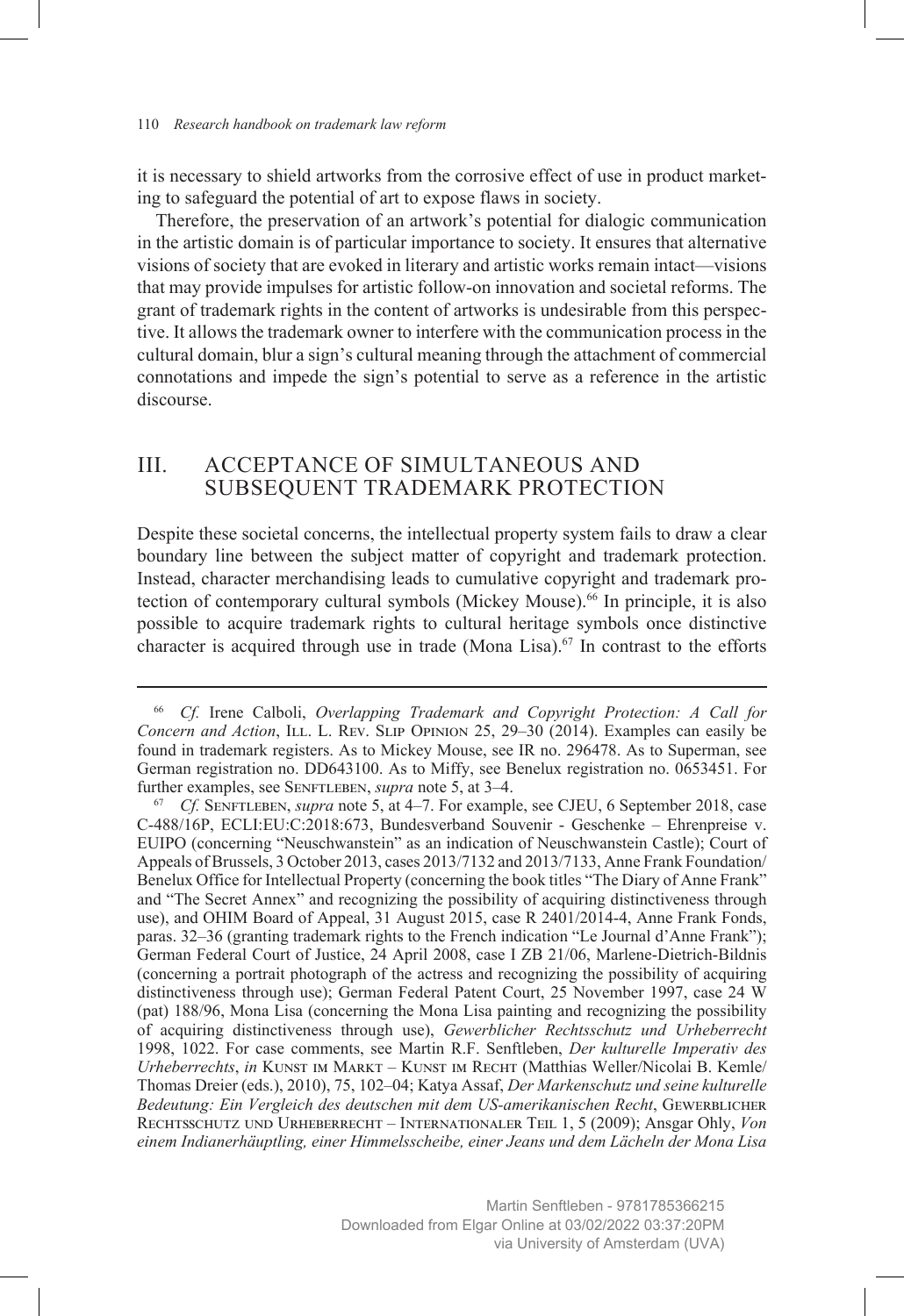it is necessary to shield artworks from the corrosive effect of use in product marketing to safeguard the potential of art to expose flaws in society.

Therefore, the preservation of an artwork's potential for dialogic communication in the artistic domain is of particular importance to society. It ensures that alternative visions of society that are evoked in literary and artistic works remain intact—visions that may provide impulses for artistic follow-on innovation and societal reforms. The grant of trademark rights in the content of artworks is undesirable from this perspective. It allows the trademark owner to interfere with the communication process in the cultural domain, blur a sign's cultural meaning through the attachment of commercial connotations and impede the sign's potential to serve as a reference in the artistic discourse.

## III. ACCEPTANCE OF SIMULTANEOUS AND SUBSEQUENT TRADEMARK PROTECTION

Despite these societal concerns, the intellectual property system fails to draw a clear boundary line between the subject matter of copyright and trademark protection. Instead, character merchandising leads to cumulative copyright and trademark protection of contemporary cultural symbols (Mickey Mouse).[66] In principle, it is also possible to acquire trademark rights to cultural heritage symbols once distinctive character is acquired through use in trade (Mona Lisa).[67] In contrast to the efforts

---

[66] *Cf.* Irene Calboli, *Overlapping Trademark and Copyright Protection: A Call for Concern and Action*, Ill. L. Rev. Slip Opinion 25, 29–30 (2014). Examples can easily be found in trademark registers. As to Mickey Mouse, see IR no. 296478. As to Superman, see German registration no. DD643100. As to Miffy, see Benelux registration no. 0653451. For further examples, see Senftleben, *supra* note 5, at 3–4.

[67] *Cf.* Senftleben, *supra* note 5, at 4–7. For example, see CJEU, 6 September 2018, case C-488/16P, ECLI:EU:C:2018:673, Bundesverband Souvenir - Geschenke – Ehrenpreise v. EUIPO (concerning "Neuschwanstein" as an indication of Neuschwanstein Castle); Court of Appeals of Brussels, 3 October 2013, cases 2013/7132 and 2013/7133, Anne Frank Foundation/Benelux Office for Intellectual Property (concerning the book titles "The Diary of Anne Frank" and "The Secret Annex" and recognizing the possibility of acquiring distinctiveness through use), and OHIM Board of Appeal, 31 August 2015, case R 2401/2014-4, Anne Frank Fonds, paras. 32–36 (granting trademark rights to the French indication "Le Journal d'Anne Frank"); German Federal Court of Justice, 24 April 2008, case I ZB 21/06, Marlene-Dietrich-Bildnis (concerning a portrait photograph of the actress and recognizing the possibility of acquiring distinctiveness through use); German Federal Patent Court, 25 November 1997, case 24 W (pat) 188/96, Mona Lisa (concerning the Mona Lisa painting and recognizing the possibility of acquiring distinctiveness through use), *Gewerblicher Rechtsschutz und Urheberrecht* 1998, 1022. For case comments, see Martin R.F. Senftleben, *Der kulturelle Imperativ des Urheberrechts*, *in* Kunst im Markt – Kunst im Recht (Matthias Weller/Nicolai B. Kemle/Thomas Dreier (eds.), 2010), 75, 102–04; Katya Assaf, *Der Markenschutz und seine kulturelle Bedeutung: Ein Vergleich des deutschen mit dem US-amerikanischen Recht*, Gewerblicher Rechtsschutz und Urheberrecht – Internationaler Teil 1, 5 (2009); Ansgar Ohly, *Von einem Indianerhäuptling, einer Himmelsscheibe, einer Jeans und dem Lächeln der Mona Lisa*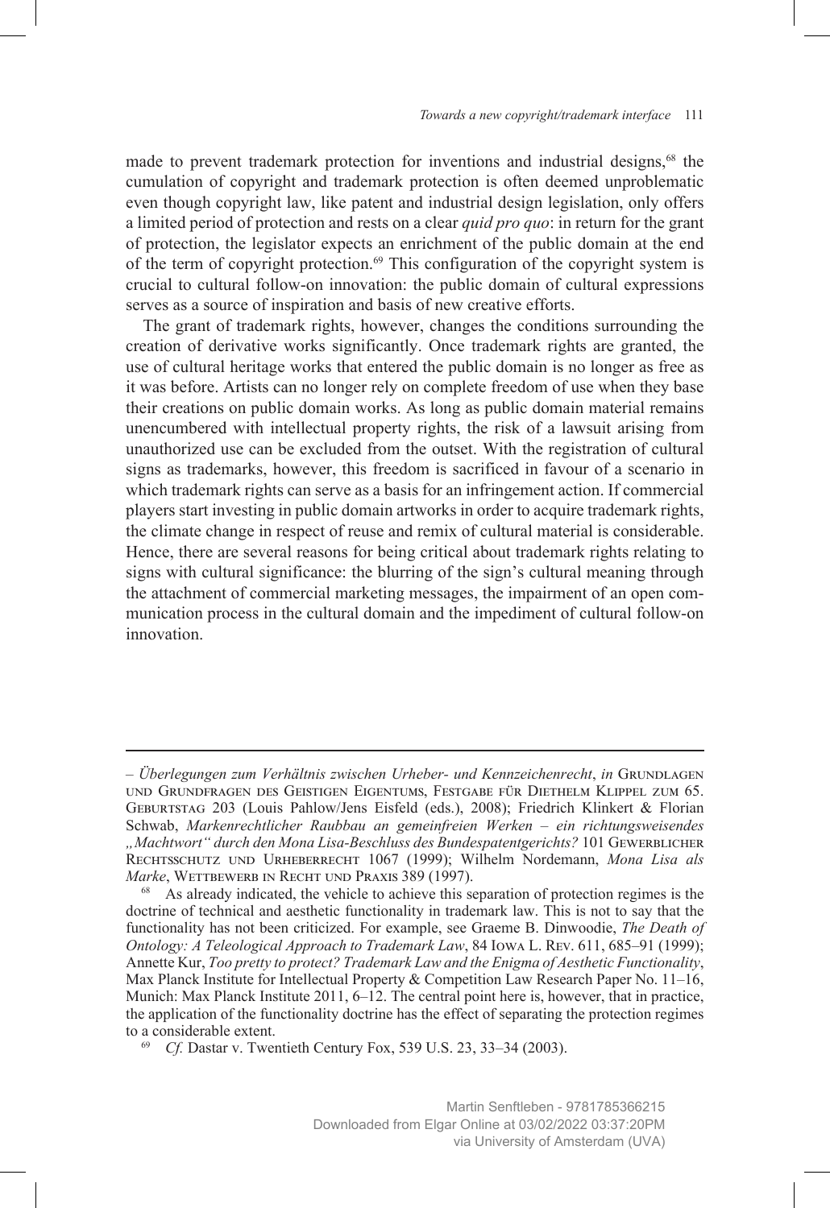made to prevent trademark protection for inventions and industrial designs,[68] the cumulation of copyright and trademark protection is often deemed unproblematic even though copyright law, like patent and industrial design legislation, only offers a limited period of protection and rests on a clear *quid pro quo*: in return for the grant of protection, the legislator expects an enrichment of the public domain at the end of the term of copyright protection.[69] This configuration of the copyright system is crucial to cultural follow-on innovation: the public domain of cultural expressions serves as a source of inspiration and basis of new creative efforts.

The grant of trademark rights, however, changes the conditions surrounding the creation of derivative works significantly. Once trademark rights are granted, the use of cultural heritage works that entered the public domain is no longer as free as it was before. Artists can no longer rely on complete freedom of use when they base their creations on public domain works. As long as public domain material remains unencumbered with intellectual property rights, the risk of a lawsuit arising from unauthorized use can be excluded from the outset. With the registration of cultural signs as trademarks, however, this freedom is sacrificed in favour of a scenario in which trademark rights can serve as a basis for an infringement action. If commercial players start investing in public domain artworks in order to acquire trademark rights, the climate change in respect of reuse and remix of cultural material is considerable. Hence, there are several reasons for being critical about trademark rights relating to signs with cultural significance: the blurring of the sign's cultural meaning through the attachment of commercial marketing messages, the impairment of an open communication process in the cultural domain and the impediment of cultural follow-on innovation.

---

– *Überlegungen zum Verhältnis zwischen Urheber- und Kennzeichenrecht*, *in* Grundlagen und Grundfragen des Geistigen Eigentums, Festgabe für Diethelm Klippel zum 65. Geburtstag 203 (Louis Pahlow/Jens Eisfeld (eds.), 2008); Friedrich Klinkert & Florian Schwab, *Markenrechtlicher Raubbau an gemeinfreien Werken – ein richtungsweisendes „Machtwort" durch den Mona Lisa-Beschluss des Bundespatentgerichts?* 101 Gewerblicher Rechtsschutz und Urheberrecht 1067 (1999); Wilhelm Nordemann, *Mona Lisa als Marke*, Wettbewerb in Recht und Praxis 389 (1997).

[68] As already indicated, the vehicle to achieve this separation of protection regimes is the doctrine of technical and aesthetic functionality in trademark law. This is not to say that the functionality has not been criticized. For example, see Graeme B. Dinwoodie, *The Death of Ontology: A Teleological Approach to Trademark Law*, 84 Iowa L. Rev. 611, 685–91 (1999); Annette Kur, *Too pretty to protect? Trademark Law and the Enigma of Aesthetic Functionality*, Max Planck Institute for Intellectual Property & Competition Law Research Paper No. 11–16, Munich: Max Planck Institute 2011, 6–12. The central point here is, however, that in practice, the application of the functionality doctrine has the effect of separating the protection regimes to a considerable extent.

[69] *Cf.* Dastar v. Twentieth Century Fox, 539 U.S. 23, 33–34 (2003).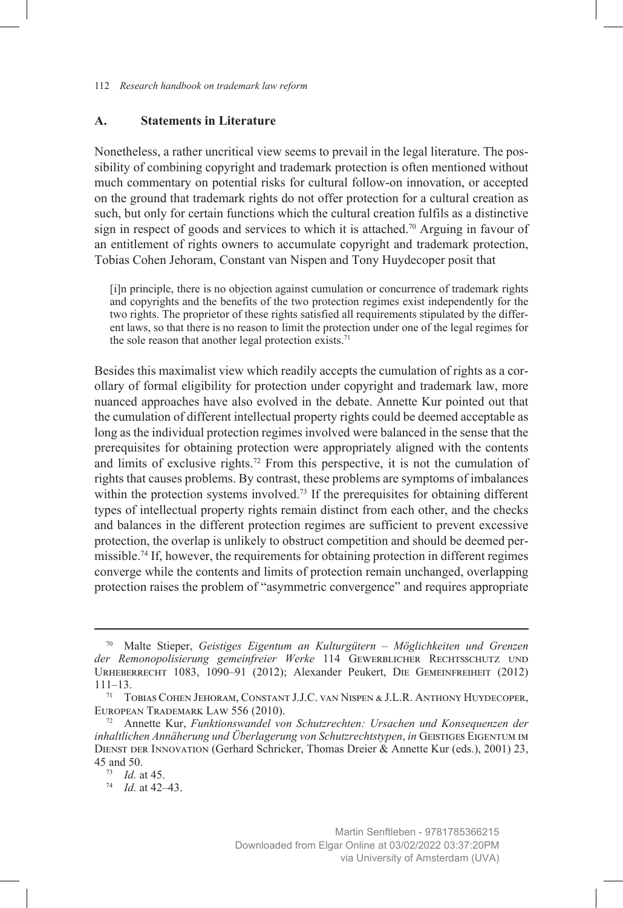## A. Statements in Literature

Nonetheless, a rather uncritical view seems to prevail in the legal literature. The possibility of combining copyright and trademark protection is often mentioned without much commentary on potential risks for cultural follow-on innovation, or accepted on the ground that trademark rights do not offer protection for a cultural creation as such, but only for certain functions which the cultural creation fulfils as a distinctive sign in respect of goods and services to which it is attached.[70] Arguing in favour of an entitlement of rights owners to accumulate copyright and trademark protection, Tobias Cohen Jehoram, Constant van Nispen and Tony Huydecoper posit that

> [i]n principle, there is no objection against cumulation or concurrence of trademark rights and copyrights and the benefits of the two protection regimes exist independently for the two rights. The proprietor of these rights satisfied all requirements stipulated by the different laws, so that there is no reason to limit the protection under one of the legal regimes for the sole reason that another legal protection exists.[71]

Besides this maximalist view which readily accepts the cumulation of rights as a corollary of formal eligibility for protection under copyright and trademark law, more nuanced approaches have also evolved in the debate. Annette Kur pointed out that the cumulation of different intellectual property rights could be deemed acceptable as long as the individual protection regimes involved were balanced in the sense that the prerequisites for obtaining protection were appropriately aligned with the contents and limits of exclusive rights.[72] From this perspective, it is not the cumulation of rights that causes problems. By contrast, these problems are symptoms of imbalances within the protection systems involved.[73] If the prerequisites for obtaining different types of intellectual property rights remain distinct from each other, and the checks and balances in the different protection regimes are sufficient to prevent excessive protection, the overlap is unlikely to obstruct competition and should be deemed permissible.[74] If, however, the requirements for obtaining protection in different regimes converge while the contents and limits of protection remain unchanged, overlapping protection raises the problem of "asymmetric convergence" and requires appropriate

---

[70] Malte Stieper, *Geistiges Eigentum an Kulturgütern – Möglichkeiten und Grenzen der Remonopolisierung gemeinfreier Werke* 114 Gewerblicher Rechtsschutz und Urheberrecht 1083, 1090–91 (2012); Alexander Peukert, Die Gemeinfreiheit (2012) 111–13.

[71] Tobias Cohen Jehoram, Constant J.J.C. van Nispen & J.L.R. Anthony Huydecoper, European Trademark Law 556 (2010).

[72] Annette Kur, *Funktionswandel von Schutzrechten: Ursachen und Konsequenzen der inhaltlichen Annäherung und Überlagerung von Schutzrechtstypen*, *in* Geistiges Eigentum im Dienst der Innovation (Gerhard Schricker, Thomas Dreier & Annette Kur (eds.), 2001) 23, 45 and 50.

[73] *Id.* at 45.

[74] *Id.* at 42–43.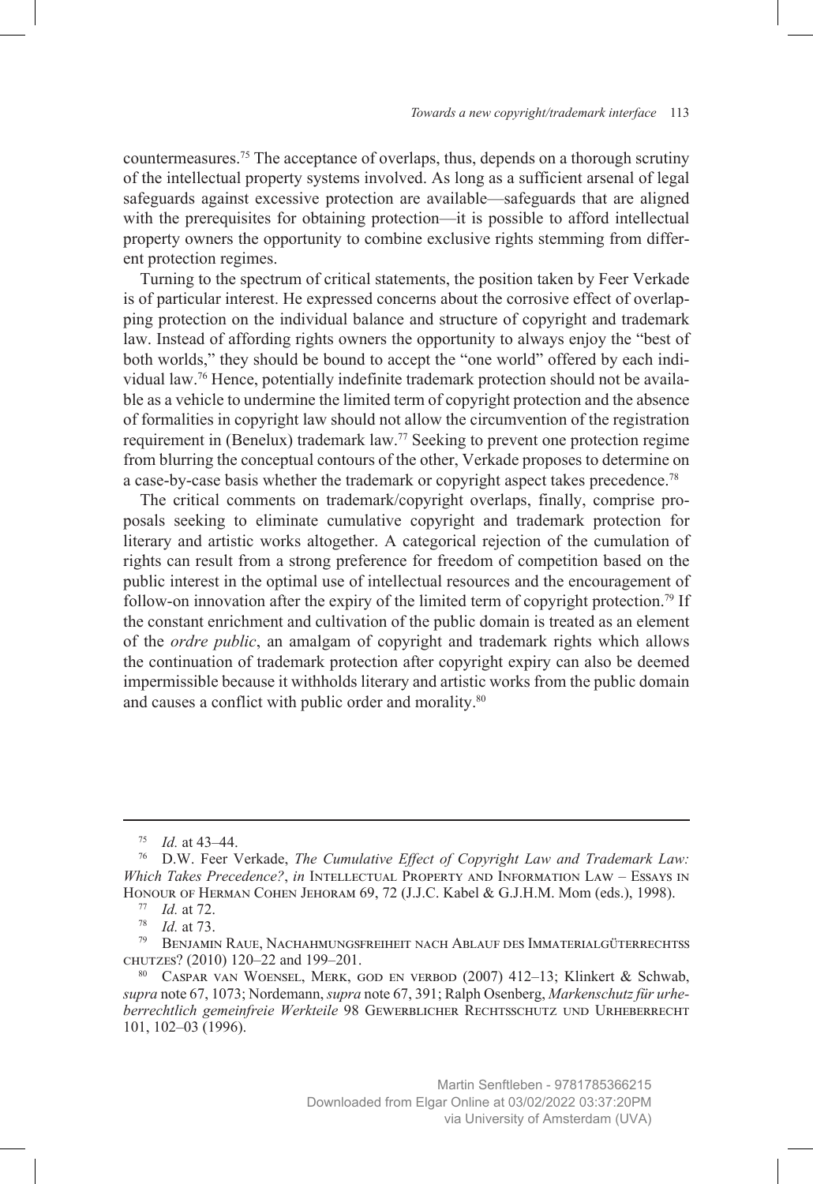countermeasures.[75] The acceptance of overlaps, thus, depends on a thorough scrutiny of the intellectual property systems involved. As long as a sufficient arsenal of legal safeguards against excessive protection are available—safeguards that are aligned with the prerequisites for obtaining protection—it is possible to afford intellectual property owners the opportunity to combine exclusive rights stemming from different protection regimes.

Turning to the spectrum of critical statements, the position taken by Feer Verkade is of particular interest. He expressed concerns about the corrosive effect of overlapping protection on the individual balance and structure of copyright and trademark law. Instead of affording rights owners the opportunity to always enjoy the "best of both worlds," they should be bound to accept the "one world" offered by each individual law.[76] Hence, potentially indefinite trademark protection should not be available as a vehicle to undermine the limited term of copyright protection and the absence of formalities in copyright law should not allow the circumvention of the registration requirement in (Benelux) trademark law.[77] Seeking to prevent one protection regime from blurring the conceptual contours of the other, Verkade proposes to determine on a case-by-case basis whether the trademark or copyright aspect takes precedence.[78]

The critical comments on trademark/copyright overlaps, finally, comprise proposals seeking to eliminate cumulative copyright and trademark protection for literary and artistic works altogether. A categorical rejection of the cumulation of rights can result from a strong preference for freedom of competition based on the public interest in the optimal use of intellectual resources and the encouragement of follow-on innovation after the expiry of the limited term of copyright protection.[79] If the constant enrichment and cultivation of the public domain is treated as an element of the *ordre public*, an amalgam of copyright and trademark rights which allows the continuation of trademark protection after copyright expiry can also be deemed impermissible because it withholds literary and artistic works from the public domain and causes a conflict with public order and morality.[80]

---

[75] *Id.* at 43–44.

[76] D.W. Feer Verkade, *The Cumulative Effect of Copyright Law and Trademark Law: Which Takes Precedence?*, *in* Intellectual Property and Information Law – Essays in Honour of Herman Cohen Jehoram 69, 72 (J.J.C. Kabel & G.J.H.M. Mom (eds.), 1998).

[77] *Id.* at 72.

[78] *Id.* at 73.

[79] Benjamin Raue, Nachahmungsfreiheit nach Ablauf des Immaterialgüterrechtsschutzes? (2010) 120–22 and 199–201.

[80] Caspar van Woensel, Merk, god en verbod (2007) 412–13; Klinkert & Schwab, *supra* note 67, 1073; Nordemann, *supra* note 67, 391; Ralph Osenberg, *Markenschutz für urheberrechtlich gemeinfreie Werkteile* 98 Gewerblicher Rechtsschutz und Urheberrecht 101, 102–03 (1996).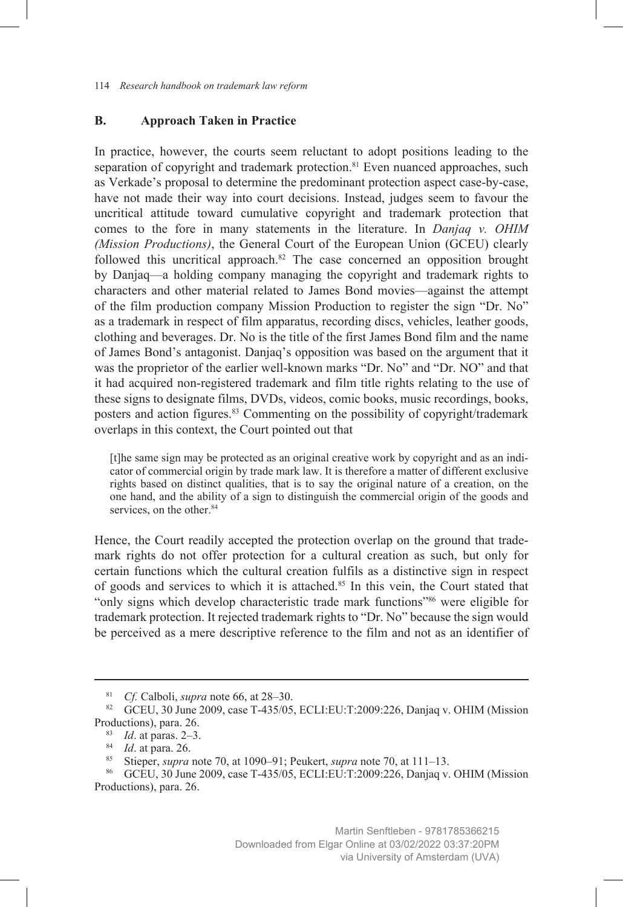## B. Approach Taken in Practice

In practice, however, the courts seem reluctant to adopt positions leading to the separation of copyright and trademark protection.[81] Even nuanced approaches, such as Verkade's proposal to determine the predominant protection aspect case-by-case, have not made their way into court decisions. Instead, judges seem to favour the uncritical attitude toward cumulative copyright and trademark protection that comes to the fore in many statements in the literature. In *Danjaq v. OHIM (Mission Productions)*, the General Court of the European Union (GCEU) clearly followed this uncritical approach.[82] The case concerned an opposition brought by Danjaq—a holding company managing the copyright and trademark rights to characters and other material related to James Bond movies—against the attempt of the film production company Mission Production to register the sign "Dr. No" as a trademark in respect of film apparatus, recording discs, vehicles, leather goods, clothing and beverages. Dr. No is the title of the first James Bond film and the name of James Bond's antagonist. Danjaq's opposition was based on the argument that it was the proprietor of the earlier well-known marks "Dr. No" and "Dr. NO" and that it had acquired non-registered trademark and film title rights relating to the use of these signs to designate films, DVDs, videos, comic books, music recordings, books, posters and action figures.[83] Commenting on the possibility of copyright/trademark overlaps in this context, the Court pointed out that

> [t]he same sign may be protected as an original creative work by copyright and as an indicator of commercial origin by trade mark law. It is therefore a matter of different exclusive rights based on distinct qualities, that is to say the original nature of a creation, on the one hand, and the ability of a sign to distinguish the commercial origin of the goods and services, on the other.[84]

Hence, the Court readily accepted the protection overlap on the ground that trademark rights do not offer protection for a cultural creation as such, but only for certain functions which the cultural creation fulfils as a distinctive sign in respect of goods and services to which it is attached.[85] In this vein, the Court stated that "only signs which develop characteristic trade mark functions"[86] were eligible for trademark protection. It rejected trademark rights to "Dr. No" because the sign would be perceived as a mere descriptive reference to the film and not as an identifier of

---

[81] *Cf.* Calboli, *supra* note 66, at 28–30.

[82] GCEU, 30 June 2009, case T-435/05, ECLI:EU:T:2009:226, Danjaq v. OHIM (Mission Productions), para. 26.

[83] *Id*. at paras. 2–3.

[84] *Id*. at para. 26.

[85] Stieper, *supra* note 70, at 1090–91; Peukert, *supra* note 70, at 111–13.

[86] GCEU, 30 June 2009, case T-435/05, ECLI:EU:T:2009:226, Danjaq v. OHIM (Mission Productions), para. 26.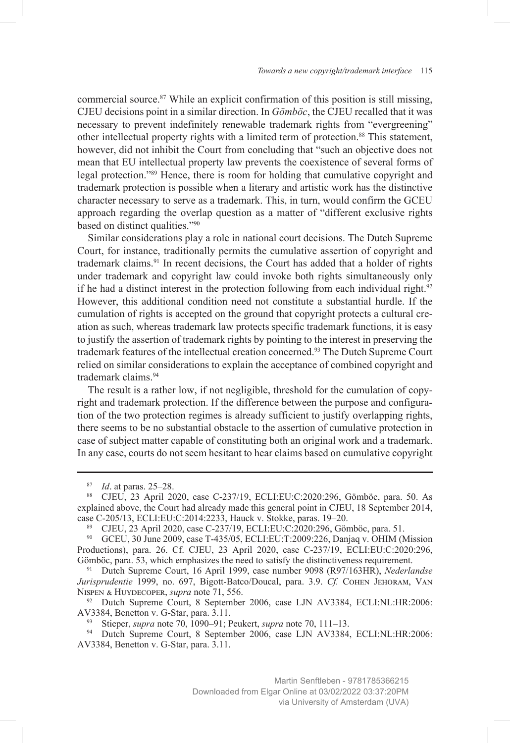commercial source.[87] While an explicit confirmation of this position is still missing, CJEU decisions point in a similar direction. In *Gömböc*, the CJEU recalled that it was necessary to prevent indefinitely renewable trademark rights from "evergreening" other intellectual property rights with a limited term of protection.[88] This statement, however, did not inhibit the Court from concluding that "such an objective does not mean that EU intellectual property law prevents the coexistence of several forms of legal protection."[89] Hence, there is room for holding that cumulative copyright and trademark protection is possible when a literary and artistic work has the distinctive character necessary to serve as a trademark. This, in turn, would confirm the GCEU approach regarding the overlap question as a matter of "different exclusive rights based on distinct qualities."[90]

Similar considerations play a role in national court decisions. The Dutch Supreme Court, for instance, traditionally permits the cumulative assertion of copyright and trademark claims.[91] In recent decisions, the Court has added that a holder of rights under trademark and copyright law could invoke both rights simultaneously only if he had a distinct interest in the protection following from each individual right.[92] However, this additional condition need not constitute a substantial hurdle. If the cumulation of rights is accepted on the ground that copyright protects a cultural creation as such, whereas trademark law protects specific trademark functions, it is easy to justify the assertion of trademark rights by pointing to the interest in preserving the trademark features of the intellectual creation concerned.[93] The Dutch Supreme Court relied on similar considerations to explain the acceptance of combined copyright and trademark claims.[94]

The result is a rather low, if not negligible, threshold for the cumulation of copyright and trademark protection. If the difference between the purpose and configuration of the two protection regimes is already sufficient to justify overlapping rights, there seems to be no substantial obstacle to the assertion of cumulative protection in case of subject matter capable of constituting both an original work and a trademark. In any case, courts do not seem hesitant to hear claims based on cumulative copyright

---

[87] *Id*. at paras. 25–28.

[88] CJEU, 23 April 2020, case C-237/19, ECLI:EU:C:2020:296, Gömböc, para. 50. As explained above, the Court had already made this general point in CJEU, 18 September 2014, case C-205/13, ECLI:EU:C:2014:2233, Hauck v. Stokke, paras. 19–20.

[89] CJEU, 23 April 2020, case C-237/19, ECLI:EU:C:2020:296, Gömböc, para. 51.

[90] GCEU, 30 June 2009, case T-435/05, ECLI:EU:T:2009:226, Danjaq v. OHIM (Mission Productions), para. 26. Cf. CJEU, 23 April 2020, case C-237/19, ECLI:EU:C:2020:296, Gömböc, para. 53, which emphasizes the need to satisfy the distinctiveness requirement.

[91] Dutch Supreme Court, 16 April 1999, case number 9098 (R97/163HR), *Nederlandse Jurisprudentie* 1999, no. 697, Bigott-Batco/Doucal, para. 3.9. *Cf.* Cohen Jehoram, Van Nispen & Huydecoper, *supra* note 71, 556.

[92] Dutch Supreme Court, 8 September 2006, case LJN AV3384, ECLI:NL:HR:2006:AV3384, Benetton v. G-Star, para. 3.11.

[93] Stieper, *supra* note 70, 1090–91; Peukert, *supra* note 70, 111–13.

[94] Dutch Supreme Court, 8 September 2006, case LJN AV3384, ECLI:NL:HR:2006:AV3384, Benetton v. G-Star, para. 3.11.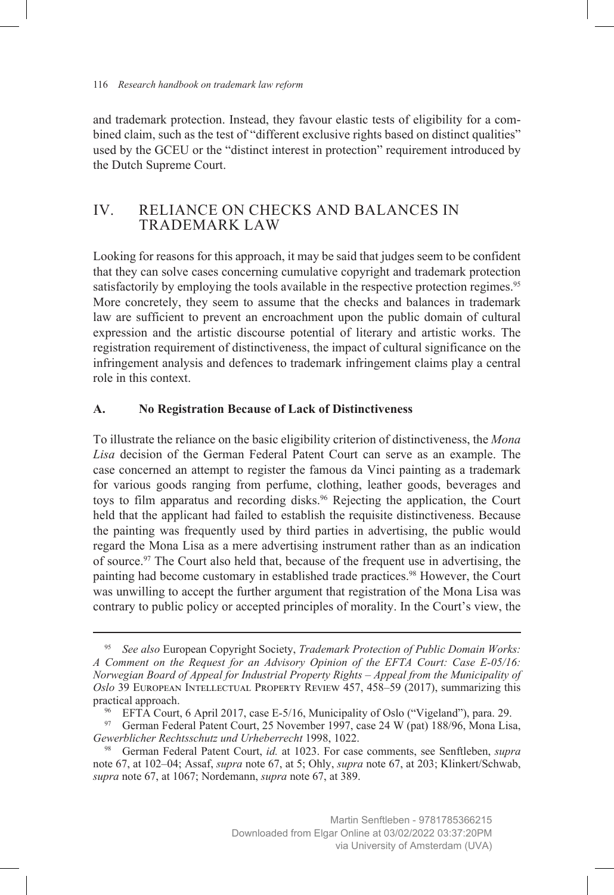and trademark protection. Instead, they favour elastic tests of eligibility for a combined claim, such as the test of "different exclusive rights based on distinct qualities" used by the GCEU or the "distinct interest in protection" requirement introduced by the Dutch Supreme Court.

## IV. RELIANCE ON CHECKS AND BALANCES IN TRADEMARK LAW

Looking for reasons for this approach, it may be said that judges seem to be confident that they can solve cases concerning cumulative copyright and trademark protection satisfactorily by employing the tools available in the respective protection regimes.[95] More concretely, they seem to assume that the checks and balances in trademark law are sufficient to prevent an encroachment upon the public domain of cultural expression and the artistic discourse potential of literary and artistic works. The registration requirement of distinctiveness, the impact of cultural significance on the infringement analysis and defences to trademark infringement claims play a central role in this context.

### A. No Registration Because of Lack of Distinctiveness

To illustrate the reliance on the basic eligibility criterion of distinctiveness, the *Mona Lisa* decision of the German Federal Patent Court can serve as an example. The case concerned an attempt to register the famous da Vinci painting as a trademark for various goods ranging from perfume, clothing, leather goods, beverages and toys to film apparatus and recording disks.[96] Rejecting the application, the Court held that the applicant had failed to establish the requisite distinctiveness. Because the painting was frequently used by third parties in advertising, the public would regard the Mona Lisa as a mere advertising instrument rather than as an indication of source.[97] The Court also held that, because of the frequent use in advertising, the painting had become customary in established trade practices.[98] However, the Court was unwilling to accept the further argument that registration of the Mona Lisa was contrary to public policy or accepted principles of morality. In the Court's view, the

---

[95] *See also* European Copyright Society, *Trademark Protection of Public Domain Works: A Comment on the Request for an Advisory Opinion of the EFTA Court: Case E-05/16: Norwegian Board of Appeal for Industrial Property Rights – Appeal from the Municipality of Oslo* 39 European Intellectual Property Review 457, 458–59 (2017), summarizing this practical approach.

[96] EFTA Court, 6 April 2017, case E-5/16, Municipality of Oslo ("Vigeland"), para. 29.

[97] German Federal Patent Court, 25 November 1997, case 24 W (pat) 188/96, Mona Lisa, *Gewerblicher Rechtsschutz und Urheberrecht* 1998, 1022.

[98] German Federal Patent Court, *id.* at 1023. For case comments, see Senftleben, *supra* note 67, at 102–04; Assaf, *supra* note 67, at 5; Ohly, *supra* note 67, at 203; Klinkert/Schwab, *supra* note 67, at 1067; Nordemann, *supra* note 67, at 389.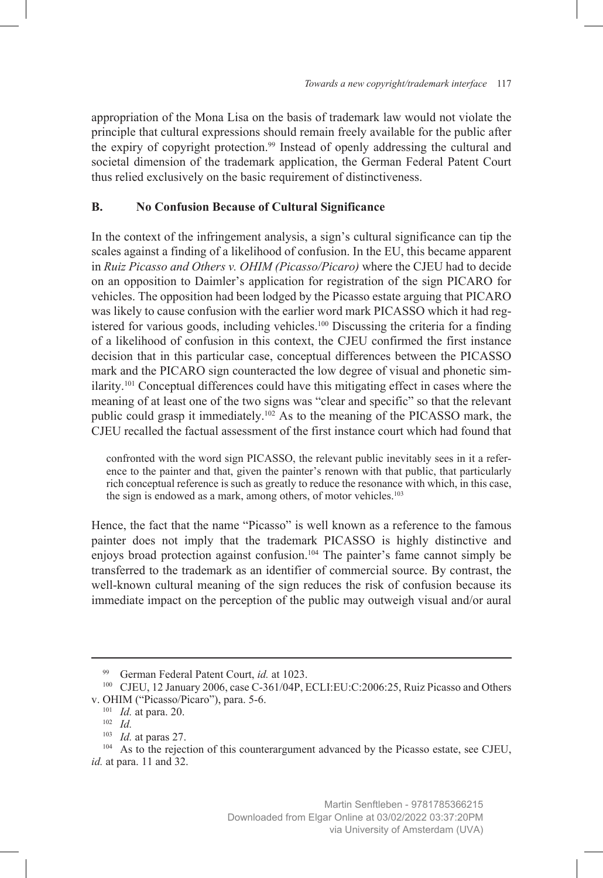appropriation of the Mona Lisa on the basis of trademark law would not violate the principle that cultural expressions should remain freely available for the public after the expiry of copyright protection.[99] Instead of openly addressing the cultural and societal dimension of the trademark application, the German Federal Patent Court thus relied exclusively on the basic requirement of distinctiveness.

## B. No Confusion Because of Cultural Significance

In the context of the infringement analysis, a sign's cultural significance can tip the scales against a finding of a likelihood of confusion. In the EU, this became apparent in *Ruiz Picasso and Others v. OHIM (Picasso/Picaro)* where the CJEU had to decide on an opposition to Daimler's application for registration of the sign PICARO for vehicles. The opposition had been lodged by the Picasso estate arguing that PICARO was likely to cause confusion with the earlier word mark PICASSO which it had registered for various goods, including vehicles.[100] Discussing the criteria for a finding of a likelihood of confusion in this context, the CJEU confirmed the first instance decision that in this particular case, conceptual differences between the PICASSO mark and the PICARO sign counteracted the low degree of visual and phonetic similarity.[101] Conceptual differences could have this mitigating effect in cases where the meaning of at least one of the two signs was "clear and specific" so that the relevant public could grasp it immediately.[102] As to the meaning of the PICASSO mark, the CJEU recalled the factual assessment of the first instance court which had found that

> confronted with the word sign PICASSO, the relevant public inevitably sees in it a reference to the painter and that, given the painter's renown with that public, that particularly rich conceptual reference is such as greatly to reduce the resonance with which, in this case, the sign is endowed as a mark, among others, of motor vehicles.[103]

Hence, the fact that the name "Picasso" is well known as a reference to the famous painter does not imply that the trademark PICASSO is highly distinctive and enjoys broad protection against confusion.[104] The painter's fame cannot simply be transferred to the trademark as an identifier of commercial source. By contrast, the well-known cultural meaning of the sign reduces the risk of confusion because its immediate impact on the perception of the public may outweigh visual and/or aural

---

[99] German Federal Patent Court, *id.* at 1023.

[100] CJEU, 12 January 2006, case C-361/04P, ECLI:EU:C:2006:25, Ruiz Picasso and Others v. OHIM ("Picasso/Picaro"), para. 5-6.

[101] *Id.* at para. 20.

[102] *Id.*

[103] *Id.* at paras 27.

[104] As to the rejection of this counterargument advanced by the Picasso estate, see CJEU, *id.* at para. 11 and 32.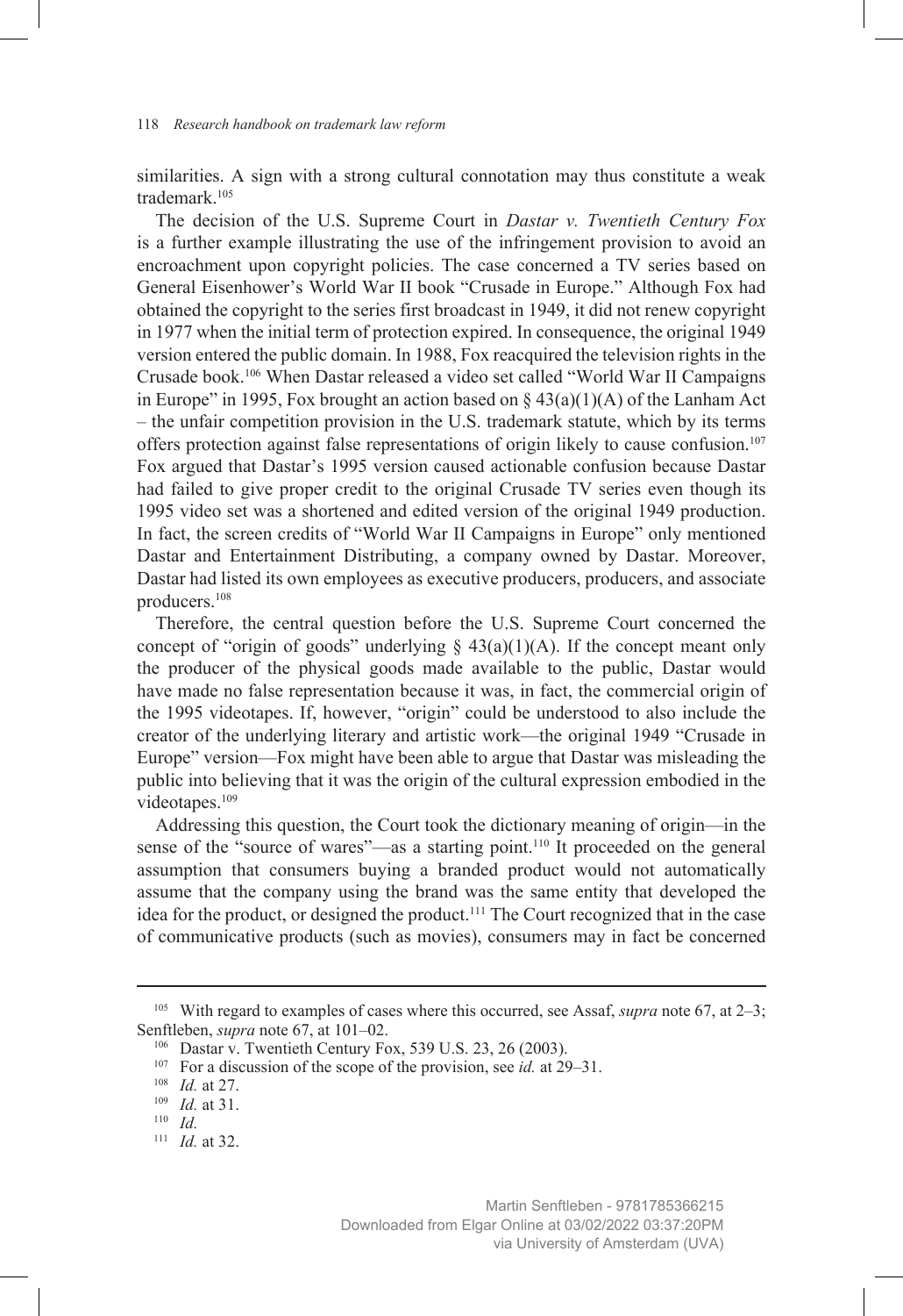similarities. A sign with a strong cultural connotation may thus constitute a weak trademark.[105]

The decision of the U.S. Supreme Court in *Dastar v. Twentieth Century Fox* is a further example illustrating the use of the infringement provision to avoid an encroachment upon copyright policies. The case concerned a TV series based on General Eisenhower's World War II book "Crusade in Europe." Although Fox had obtained the copyright to the series first broadcast in 1949, it did not renew copyright in 1977 when the initial term of protection expired. In consequence, the original 1949 version entered the public domain. In 1988, Fox reacquired the television rights in the Crusade book.[106] When Dastar released a video set called "World War II Campaigns in Europe" in 1995, Fox brought an action based on § 43(a)(1)(A) of the Lanham Act – the unfair competition provision in the U.S. trademark statute, which by its terms offers protection against false representations of origin likely to cause confusion.[107] Fox argued that Dastar's 1995 version caused actionable confusion because Dastar had failed to give proper credit to the original Crusade TV series even though its 1995 video set was a shortened and edited version of the original 1949 production. In fact, the screen credits of "World War II Campaigns in Europe" only mentioned Dastar and Entertainment Distributing, a company owned by Dastar. Moreover, Dastar had listed its own employees as executive producers, producers, and associate producers.[108]

Therefore, the central question before the U.S. Supreme Court concerned the concept of "origin of goods" underlying § 43(a)(1)(A). If the concept meant only the producer of the physical goods made available to the public, Dastar would have made no false representation because it was, in fact, the commercial origin of the 1995 videotapes. If, however, "origin" could be understood to also include the creator of the underlying literary and artistic work—the original 1949 "Crusade in Europe" version—Fox might have been able to argue that Dastar was misleading the public into believing that it was the origin of the cultural expression embodied in the videotapes.[109]

Addressing this question, the Court took the dictionary meaning of origin—in the sense of the "source of wares"—as a starting point.[110] It proceeded on the general assumption that consumers buying a branded product would not automatically assume that the company using the brand was the same entity that developed the idea for the product, or designed the product.[111] The Court recognized that in the case of communicative products (such as movies), consumers may in fact be concerned

---

[105] With regard to examples of cases where this occurred, see Assaf, *supra* note 67, at 2–3; Senftleben, *supra* note 67, at 101–02.

[106] Dastar v. Twentieth Century Fox, 539 U.S. 23, 26 (2003).

[107] For a discussion of the scope of the provision, see *id.* at 29–31.

[108] *Id.* at 27.

[109] *Id.* at 31.

[110] *Id.*

[111] *Id.* at 32.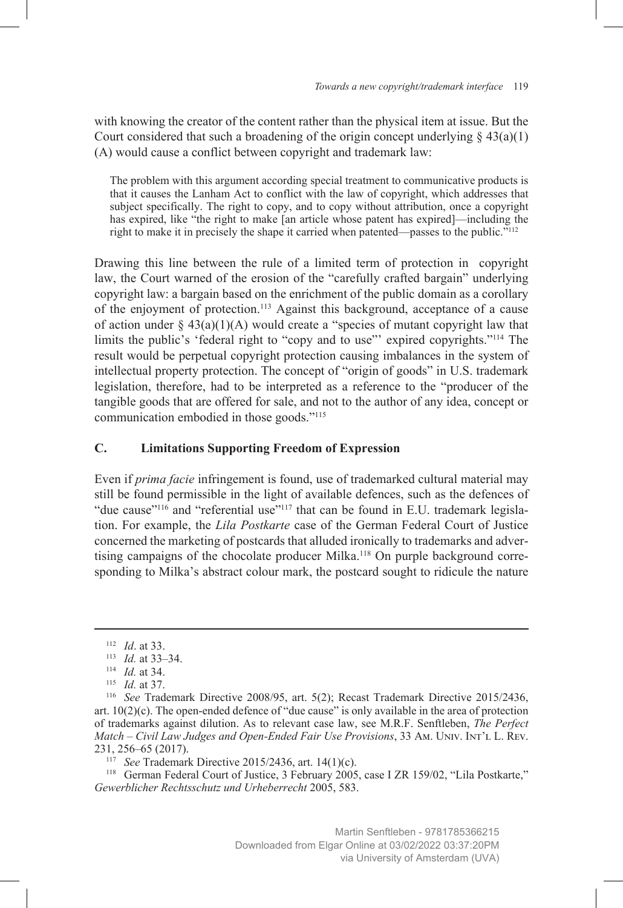with knowing the creator of the content rather than the physical item at issue. But the Court considered that such a broadening of the origin concept underlying § 43(a)(1)(A) would cause a conflict between copyright and trademark law:

> The problem with this argument according special treatment to communicative products is that it causes the Lanham Act to conflict with the law of copyright, which addresses that subject specifically. The right to copy, and to copy without attribution, once a copyright has expired, like "the right to make [an article whose patent has expired]—including the right to make it in precisely the shape it carried when patented—passes to the public."[112]

Drawing this line between the rule of a limited term of protection in copyright law, the Court warned of the erosion of the "carefully crafted bargain" underlying copyright law: a bargain based on the enrichment of the public domain as a corollary of the enjoyment of protection.[113] Against this background, acceptance of a cause of action under § 43(a)(1)(A) would create a "species of mutant copyright law that limits the public's 'federal right to "copy and to use"' expired copyrights."[114] The result would be perpetual copyright protection causing imbalances in the system of intellectual property protection. The concept of "origin of goods" in U.S. trademark legislation, therefore, had to be interpreted as a reference to the "producer of the tangible goods that are offered for sale, and not to the author of any idea, concept or communication embodied in those goods."[115]

## C. Limitations Supporting Freedom of Expression

Even if *prima facie* infringement is found, use of trademarked cultural material may still be found permissible in the light of available defences, such as the defences of "due cause"[116] and "referential use"[117] that can be found in E.U. trademark legislation. For example, the *Lila Postkarte* case of the German Federal Court of Justice concerned the marketing of postcards that alluded ironically to trademarks and advertising campaigns of the chocolate producer Milka.[118] On purple background corresponding to Milka's abstract colour mark, the postcard sought to ridicule the nature

---

[112] *Id*. at 33.

[113] *Id.* at 33–34.

[114] *Id.* at 34.

[115] *Id.* at 37.

[116] *See* Trademark Directive 2008/95, art. 5(2); Recast Trademark Directive 2015/2436, art. 10(2)(c). The open-ended defence of "due cause" is only available in the area of protection of trademarks against dilution. As to relevant case law, see M.R.F. Senftleben, *The Perfect Match – Civil Law Judges and Open-Ended Fair Use Provisions*, 33 Am. Univ. Int'l L. Rev. 231, 256–65 (2017).

[117] *See* Trademark Directive 2015/2436, art. 14(1)(c).

[118] German Federal Court of Justice, 3 February 2005, case I ZR 159/02, "Lila Postkarte," *Gewerblicher Rechtsschutz und Urheberrecht* 2005, 583.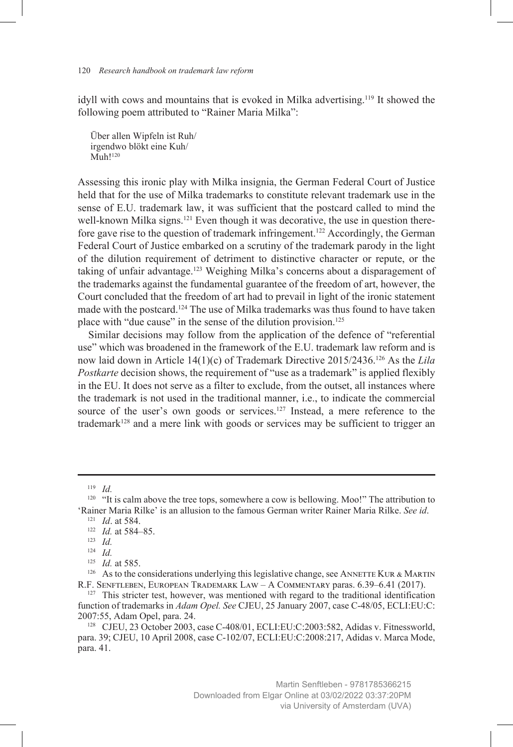idyll with cows and mountains that is evoked in Milka advertising.[119] It showed the following poem attributed to "Rainer Maria Milka":

> Über allen Wipfeln ist Ruh/
> irgendwo blökt eine Kuh/
> Muh![120]

Assessing this ironic play with Milka insignia, the German Federal Court of Justice held that for the use of Milka trademarks to constitute relevant trademark use in the sense of E.U. trademark law, it was sufficient that the postcard called to mind the well-known Milka signs.[121] Even though it was decorative, the use in question therefore gave rise to the question of trademark infringement.[122] Accordingly, the German Federal Court of Justice embarked on a scrutiny of the trademark parody in the light of the dilution requirement of detriment to distinctive character or repute, or the taking of unfair advantage.[123] Weighing Milka's concerns about a disparagement of the trademarks against the fundamental guarantee of the freedom of art, however, the Court concluded that the freedom of art had to prevail in light of the ironic statement made with the postcard.[124] The use of Milka trademarks was thus found to have taken place with "due cause" in the sense of the dilution provision.[125]

Similar decisions may follow from the application of the defence of "referential use" which was broadened in the framework of the E.U. trademark law reform and is now laid down in Article 14(1)(c) of Trademark Directive 2015/2436.[126] As the *Lila Postkarte* decision shows, the requirement of "use as a trademark" is applied flexibly in the EU. It does not serve as a filter to exclude, from the outset, all instances where the trademark is not used in the traditional manner, i.e., to indicate the commercial source of the user's own goods or services.[127] Instead, a mere reference to the trademark[128] and a mere link with goods or services may be sufficient to trigger an

---

[119] *Id.*

[120] "It is calm above the tree tops, somewhere a cow is bellowing. Moo!" The attribution to 'Rainer Maria Rilke' is an allusion to the famous German writer Rainer Maria Rilke. *See id*.

[121] *Id*. at 584.

[122] *Id.* at 584–85.

[123] *Id.*

[124] *Id.*

[125] *Id.* at 585.

[126] As to the considerations underlying this legislative change, see Annette Kur & Martin R.F. Senftleben, European Trademark Law – A Commentary paras. 6.39–6.41 (2017).

[127] This stricter test, however, was mentioned with regard to the traditional identification function of trademarks in *Adam Opel. See* CJEU, 25 January 2007, case C-48/05, ECLI:EU:C:2007:55, Adam Opel, para. 24.

[128] CJEU, 23 October 2003, case C-408/01, ECLI:EU:C:2003:582, Adidas v. Fitnessworld, para. 39; CJEU, 10 April 2008, case C-102/07, ECLI:EU:C:2008:217, Adidas v. Marca Mode, para. 41.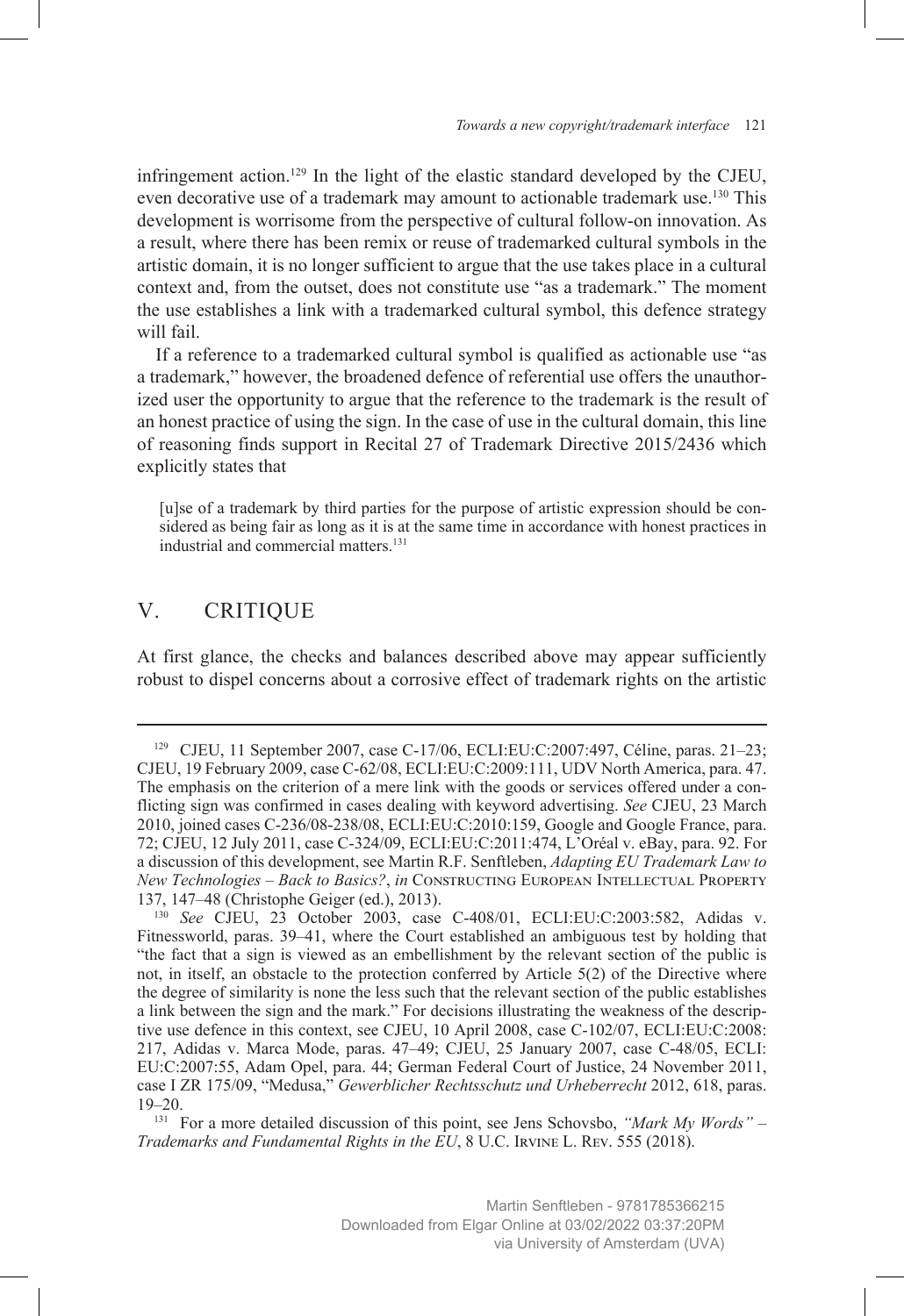infringement action.[129] In the light of the elastic standard developed by the CJEU, even decorative use of a trademark may amount to actionable trademark use.[130] This development is worrisome from the perspective of cultural follow-on innovation. As a result, where there has been remix or reuse of trademarked cultural symbols in the artistic domain, it is no longer sufficient to argue that the use takes place in a cultural context and, from the outset, does not constitute use "as a trademark." The moment the use establishes a link with a trademarked cultural symbol, this defence strategy will fail.

If a reference to a trademarked cultural symbol is qualified as actionable use "as a trademark," however, the broadened defence of referential use offers the unauthorized user the opportunity to argue that the reference to the trademark is the result of an honest practice of using the sign. In the case of use in the cultural domain, this line of reasoning finds support in Recital 27 of Trademark Directive 2015/2436 which explicitly states that

> [u]se of a trademark by third parties for the purpose of artistic expression should be considered as being fair as long as it is at the same time in accordance with honest practices in industrial and commercial matters.[131]

## V. CRITIQUE

At first glance, the checks and balances described above may appear sufficiently robust to dispel concerns about a corrosive effect of trademark rights on the artistic

---

[129] CJEU, 11 September 2007, case C-17/06, ECLI:EU:C:2007:497, Céline, paras. 21–23; CJEU, 19 February 2009, case C-62/08, ECLI:EU:C:2009:111, UDV North America, para. 47. The emphasis on the criterion of a mere link with the goods or services offered under a conflicting sign was confirmed in cases dealing with keyword advertising. *See* CJEU, 23 March 2010, joined cases C-236/08-238/08, ECLI:EU:C:2010:159, Google and Google France, para. 72; CJEU, 12 July 2011, case C-324/09, ECLI:EU:C:2011:474, L'Oréal v. eBay, para. 92. For a discussion of this development, see Martin R.F. Senftleben, *Adapting EU Trademark Law to New Technologies – Back to Basics?*, *in* Constructing European Intellectual Property 137, 147–48 (Christophe Geiger (ed.), 2013).

[130] *See* CJEU, 23 October 2003, case C-408/01, ECLI:EU:C:2003:582, Adidas v. Fitnessworld, paras. 39–41, where the Court established an ambiguous test by holding that "the fact that a sign is viewed as an embellishment by the relevant section of the public is not, in itself, an obstacle to the protection conferred by Article 5(2) of the Directive where the degree of similarity is none the less such that the relevant section of the public establishes a link between the sign and the mark." For decisions illustrating the weakness of the descriptive use defence in this context, see CJEU, 10 April 2008, case C-102/07, ECLI:EU:C:2008:217, Adidas v. Marca Mode, paras. 47–49; CJEU, 25 January 2007, case C-48/05, ECLI:EU:C:2007:55, Adam Opel, para. 44; German Federal Court of Justice, 24 November 2011, case I ZR 175/09, "Medusa," *Gewerblicher Rechtsschutz und Urheberrecht* 2012, 618, paras. 19–20.

[131] For a more detailed discussion of this point, see Jens Schovsbo, *"Mark My Words" – Trademarks and Fundamental Rights in the EU*, 8 U.C. Irvine L. Rev. 555 (2018).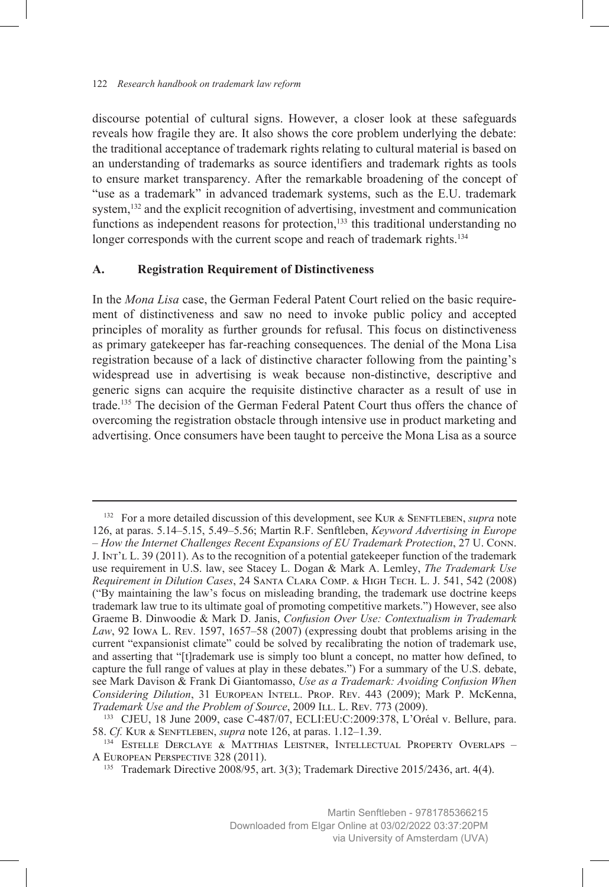discourse potential of cultural signs. However, a closer look at these safeguards reveals how fragile they are. It also shows the core problem underlying the debate: the traditional acceptance of trademark rights relating to cultural material is based on an understanding of trademarks as source identifiers and trademark rights as tools to ensure market transparency. After the remarkable broadening of the concept of "use as a trademark" in advanced trademark systems, such as the E.U. trademark system,[132] and the explicit recognition of advertising, investment and communication functions as independent reasons for protection,[133] this traditional understanding no longer corresponds with the current scope and reach of trademark rights.[134]

## A. Registration Requirement of Distinctiveness

In the *Mona Lisa* case, the German Federal Patent Court relied on the basic requirement of distinctiveness and saw no need to invoke public policy and accepted principles of morality as further grounds for refusal. This focus on distinctiveness as primary gatekeeper has far-reaching consequences. The denial of the Mona Lisa registration because of a lack of distinctive character following from the painting's widespread use in advertising is weak because non-distinctive, descriptive and generic signs can acquire the requisite distinctive character as a result of use in trade.[135] The decision of the German Federal Patent Court thus offers the chance of overcoming the registration obstacle through intensive use in product marketing and advertising. Once consumers have been taught to perceive the Mona Lisa as a source

---

[132] For a more detailed discussion of this development, see Kur & Senftleben, *supra* note 126, at paras. 5.14–5.15, 5.49–5.56; Martin R.F. Senftleben, *Keyword Advertising in Europe – How the Internet Challenges Recent Expansions of EU Trademark Protection*, 27 U. Conn. J. Int'l L. 39 (2011). As to the recognition of a potential gatekeeper function of the trademark use requirement in U.S. law, see Stacey L. Dogan & Mark A. Lemley, *The Trademark Use Requirement in Dilution Cases*, 24 Santa Clara Comp. & High Tech. L. J. 541, 542 (2008) ("By maintaining the law's focus on misleading branding, the trademark use doctrine keeps trademark law true to its ultimate goal of promoting competitive markets.") However, see also Graeme B. Dinwoodie & Mark D. Janis, *Confusion Over Use: Contextualism in Trademark Law*, 92 Iowa L. Rev. 1597, 1657–58 (2007) (expressing doubt that problems arising in the current "expansionist climate" could be solved by recalibrating the notion of trademark use, and asserting that "[t]rademark use is simply too blunt a concept, no matter how defined, to capture the full range of values at play in these debates.") For a summary of the U.S. debate, see Mark Davison & Frank Di Giantomasso, *Use as a Trademark: Avoiding Confusion When Considering Dilution*, 31 European Intell. Prop. Rev. 443 (2009); Mark P. McKenna, *Trademark Use and the Problem of Source*, 2009 Ill. L. Rev. 773 (2009).

[133] CJEU, 18 June 2009, case C-487/07, ECLI:EU:C:2009:378, L'Oréal v. Bellure, para. 58. *Cf.* Kur & Senftleben, *supra* note 126, at paras. 1.12–1.39.

[134] Estelle Derclaye & Matthias Leistner, Intellectual Property Overlaps – A European Perspective 328 (2011).

[135] Trademark Directive 2008/95, art. 3(3); Trademark Directive 2015/2436, art. 4(4).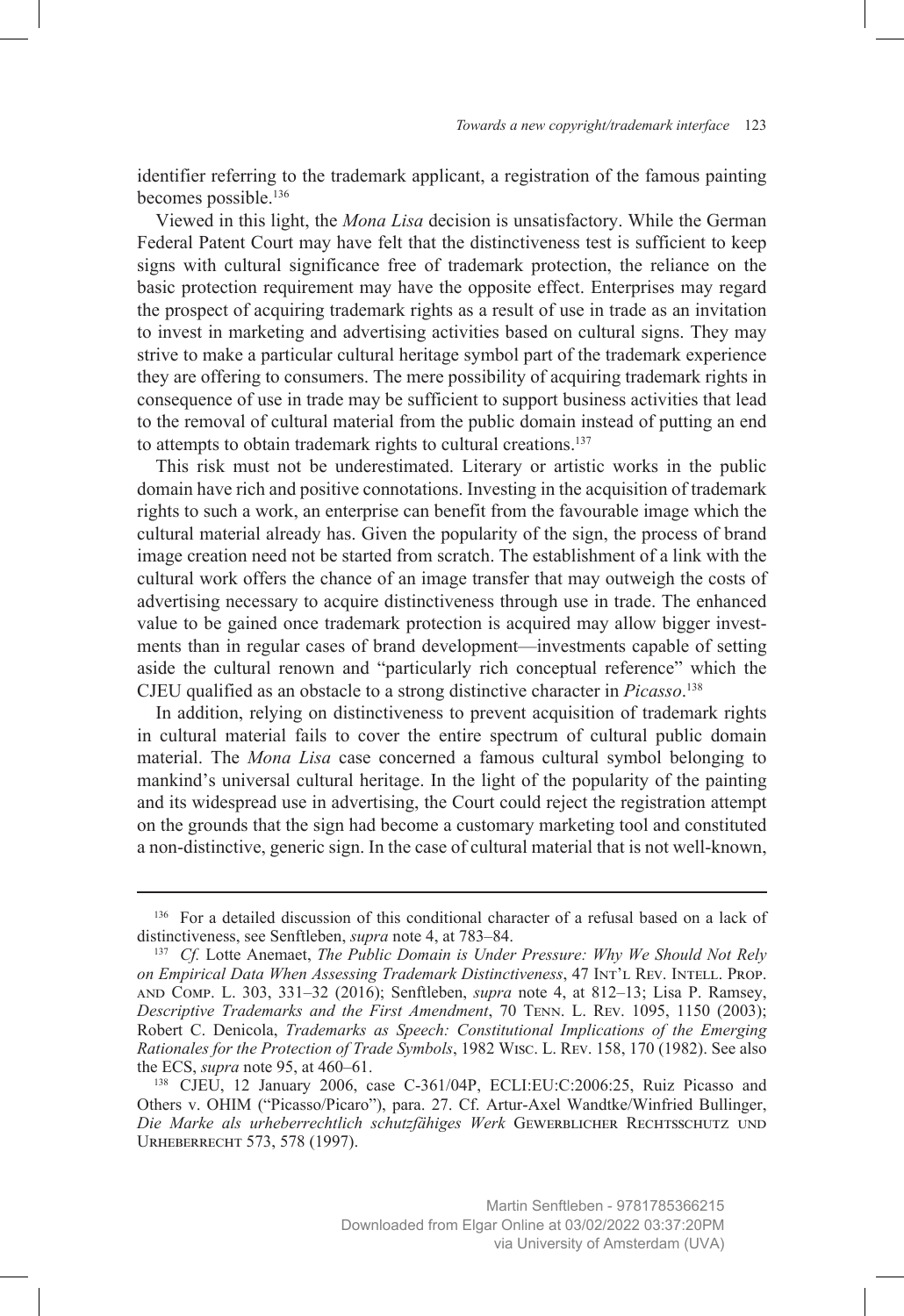identifier referring to the trademark applicant, a registration of the famous painting becomes possible.[136]

Viewed in this light, the *Mona Lisa* decision is unsatisfactory. While the German Federal Patent Court may have felt that the distinctiveness test is sufficient to keep signs with cultural significance free of trademark protection, the reliance on the basic protection requirement may have the opposite effect. Enterprises may regard the prospect of acquiring trademark rights as a result of use in trade as an invitation to invest in marketing and advertising activities based on cultural signs. They may strive to make a particular cultural heritage symbol part of the trademark experience they are offering to consumers. The mere possibility of acquiring trademark rights in consequence of use in trade may be sufficient to support business activities that lead to the removal of cultural material from the public domain instead of putting an end to attempts to obtain trademark rights to cultural creations.[137]

This risk must not be underestimated. Literary or artistic works in the public domain have rich and positive connotations. Investing in the acquisition of trademark rights to such a work, an enterprise can benefit from the favourable image which the cultural material already has. Given the popularity of the sign, the process of brand image creation need not be started from scratch. The establishment of a link with the cultural work offers the chance of an image transfer that may outweigh the costs of advertising necessary to acquire distinctiveness through use in trade. The enhanced value to be gained once trademark protection is acquired may allow bigger investments than in regular cases of brand development—investments capable of setting aside the cultural renown and "particularly rich conceptual reference" which the CJEU qualified as an obstacle to a strong distinctive character in *Picasso*.[138]

In addition, relying on distinctiveness to prevent acquisition of trademark rights in cultural material fails to cover the entire spectrum of cultural public domain material. The *Mona Lisa* case concerned a famous cultural symbol belonging to mankind's universal cultural heritage. In the light of the popularity of the painting and its widespread use in advertising, the Court could reject the registration attempt on the grounds that the sign had become a customary marketing tool and constituted a non-distinctive, generic sign. In the case of cultural material that is not well-known,

---

[136] For a detailed discussion of this conditional character of a refusal based on a lack of distinctiveness, see Senftleben, *supra* note 4, at 783–84.

[137] *Cf.* Lotte Anemaet, *The Public Domain is Under Pressure: Why We Should Not Rely on Empirical Data When Assessing Trademark Distinctiveness*, 47 Int'l Rev. Intell. Prop. and Comp. L. 303, 331–32 (2016); Senftleben, *supra* note 4, at 812–13; Lisa P. Ramsey, *Descriptive Trademarks and the First Amendment*, 70 Tenn. L. Rev. 1095, 1150 (2003); Robert C. Denicola, *Trademarks as Speech: Constitutional Implications of the Emerging Rationales for the Protection of Trade Symbols*, 1982 Wisc. L. Rev. 158, 170 (1982). See also the ECS, *supra* note 95, at 460–61.

[138] CJEU, 12 January 2006, case C-361/04P, ECLI:EU:C:2006:25, Ruiz Picasso and Others v. OHIM ("Picasso/Picaro"), para. 27. Cf. Artur-Axel Wandtke/Winfried Bullinger, *Die Marke als urheberrechtlich schutzfähiges Werk* Gewerblicher Rechtsschutz und Urheberrecht 573, 578 (1997).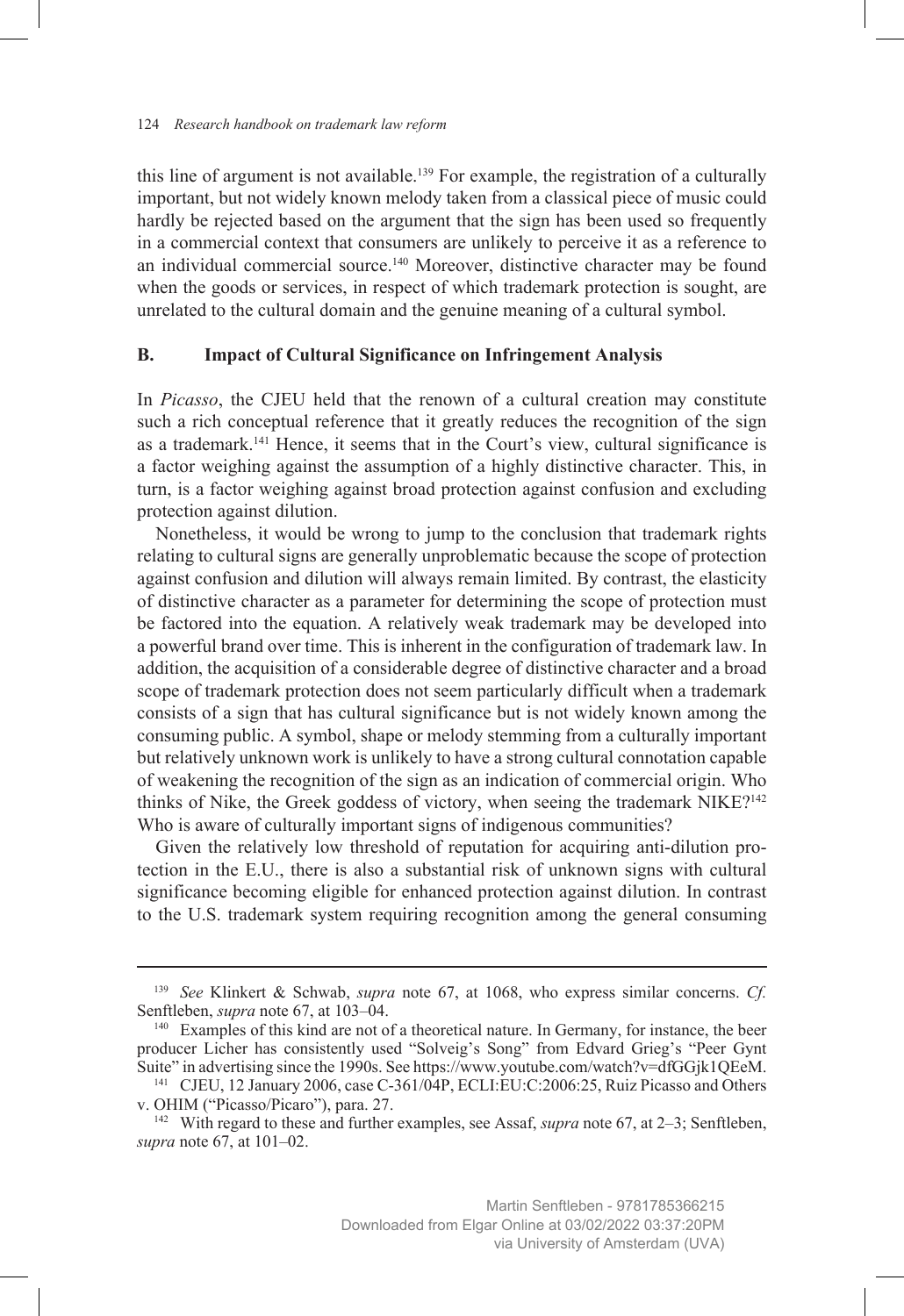this line of argument is not available.[139] For example, the registration of a culturally important, but not widely known melody taken from a classical piece of music could hardly be rejected based on the argument that the sign has been used so frequently in a commercial context that consumers are unlikely to perceive it as a reference to an individual commercial source.[140] Moreover, distinctive character may be found when the goods or services, in respect of which trademark protection is sought, are unrelated to the cultural domain and the genuine meaning of a cultural symbol.

## B. Impact of Cultural Significance on Infringement Analysis

In *Picasso*, the CJEU held that the renown of a cultural creation may constitute such a rich conceptual reference that it greatly reduces the recognition of the sign as a trademark.[141] Hence, it seems that in the Court's view, cultural significance is a factor weighing against the assumption of a highly distinctive character. This, in turn, is a factor weighing against broad protection against confusion and excluding protection against dilution.

Nonetheless, it would be wrong to jump to the conclusion that trademark rights relating to cultural signs are generally unproblematic because the scope of protection against confusion and dilution will always remain limited. By contrast, the elasticity of distinctive character as a parameter for determining the scope of protection must be factored into the equation. A relatively weak trademark may be developed into a powerful brand over time. This is inherent in the configuration of trademark law. In addition, the acquisition of a considerable degree of distinctive character and a broad scope of trademark protection does not seem particularly difficult when a trademark consists of a sign that has cultural significance but is not widely known among the consuming public. A symbol, shape or melody stemming from a culturally important but relatively unknown work is unlikely to have a strong cultural connotation capable of weakening the recognition of the sign as an indication of commercial origin. Who thinks of Nike, the Greek goddess of victory, when seeing the trademark NIKE?[142] Who is aware of culturally important signs of indigenous communities?

Given the relatively low threshold of reputation for acquiring anti-dilution protection in the E.U., there is also a substantial risk of unknown signs with cultural significance becoming eligible for enhanced protection against dilution. In contrast to the U.S. trademark system requiring recognition among the general consuming

---

[139] *See* Klinkert & Schwab, *supra* note 67, at 1068, who express similar concerns. *Cf.* Senftleben, *supra* note 67, at 103–04.

[140] Examples of this kind are not of a theoretical nature. In Germany, for instance, the beer producer Licher has consistently used "Solveig's Song" from Edvard Grieg's "Peer Gynt Suite" in advertising since the 1990s. See https://www.youtube.com/watch?v=dfGGjk1QEeM.

[141] CJEU, 12 January 2006, case C-361/04P, ECLI:EU:C:2006:25, Ruiz Picasso and Others v. OHIM ("Picasso/Picaro"), para. 27.

[142] With regard to these and further examples, see Assaf, *supra* note 67, at 2–3; Senftleben, *supra* note 67, at 101–02.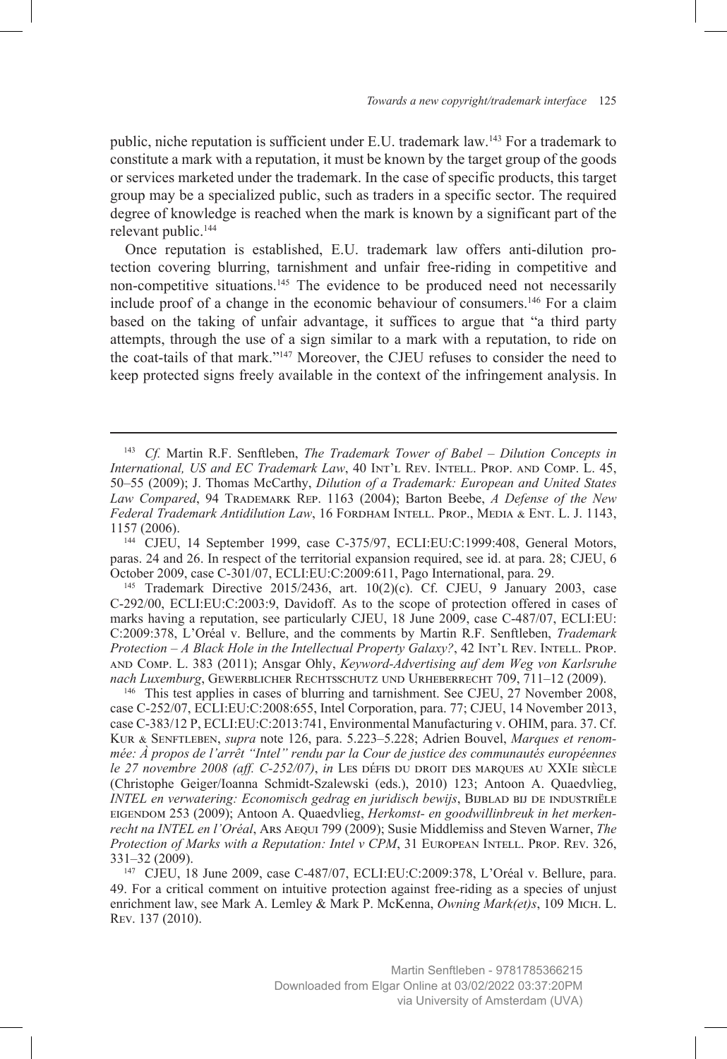public, niche reputation is sufficient under E.U. trademark law.[143] For a trademark to constitute a mark with a reputation, it must be known by the target group of the goods or services marketed under the trademark. In the case of specific products, this target group may be a specialized public, such as traders in a specific sector. The required degree of knowledge is reached when the mark is known by a significant part of the relevant public.[144]

Once reputation is established, E.U. trademark law offers anti-dilution protection covering blurring, tarnishment and unfair free-riding in competitive and non-competitive situations.[145] The evidence to be produced need not necessarily include proof of a change in the economic behaviour of consumers.[146] For a claim based on the taking of unfair advantage, it suffices to argue that "a third party attempts, through the use of a sign similar to a mark with a reputation, to ride on the coat-tails of that mark."[147] Moreover, the CJEU refuses to consider the need to keep protected signs freely available in the context of the infringement analysis. In

---

[143] *Cf.* Martin R.F. Senftleben, *The Trademark Tower of Babel – Dilution Concepts in International, US and EC Trademark Law*, 40 Int'l Rev. Intell. Prop. and Comp. L. 45, 50–55 (2009); J. Thomas McCarthy, *Dilution of a Trademark: European and United States Law Compared*, 94 Trademark Rep. 1163 (2004); Barton Beebe, *A Defense of the New Federal Trademark Antidilution Law*, 16 Fordham Intell. Prop., Media & Ent. L. J. 1143, 1157 (2006).

[144] CJEU, 14 September 1999, case C-375/97, ECLI:EU:C:1999:408, General Motors, paras. 24 and 26. In respect of the territorial expansion required, see id. at para. 28; CJEU, 6 October 2009, case C-301/07, ECLI:EU:C:2009:611, Pago International, para. 29.

[145] Trademark Directive 2015/2436, art. 10(2)(c). Cf. CJEU, 9 January 2003, case C-292/00, ECLI:EU:C:2003:9, Davidoff. As to the scope of protection offered in cases of marks having a reputation, see particularly CJEU, 18 June 2009, case C-487/07, ECLI:EU:C:2009:378, L'Oréal v. Bellure, and the comments by Martin R.F. Senftleben, *Trademark Protection – A Black Hole in the Intellectual Property Galaxy?*, 42 Int'l Rev. Intell. Prop. and Comp. L. 383 (2011); Ansgar Ohly, *Keyword-Advertising auf dem Weg von Karlsruhe nach Luxemburg*, Gewerblicher Rechtsschutz und Urheberrecht 709, 711–12 (2009).

[146] This test applies in cases of blurring and tarnishment. See CJEU, 27 November 2008, case C-252/07, ECLI:EU:C:2008:655, Intel Corporation, para. 77; CJEU, 14 November 2013, case C-383/12 P, ECLI:EU:C:2013:741, Environmental Manufacturing v. OHIM, para. 37. Cf. Kur & Senftleben, *supra* note 126, para. 5.223–5.228; Adrien Bouvel, *Marques et renommée: À propos de l'arrêt "Intel" rendu par la Cour de justice des communautés européennes le 27 novembre 2008 (aff. C-252/07)*, *in* Les défis du droit des marques au XXIe siècle (Christophe Geiger/Ioanna Schmidt-Szalewski (eds.), 2010) 123; Antoon A. Quaedvlieg, *INTEL en verwatering: Economisch gedrag en juridisch bewijs*, Bijblad bij de industriële eigendom 253 (2009); Antoon A. Quaedvlieg, *Herkomst- en goodwillinbreuk in het merkenrecht na INTEL en l'Oréal*, Ars Aequi 799 (2009); Susie Middlemiss and Steven Warner, *The Protection of Marks with a Reputation: Intel v CPM*, 31 European Intell. Prop. Rev. 326, 331–32 (2009).

[147] CJEU, 18 June 2009, case C-487/07, ECLI:EU:C:2009:378, L'Oréal v. Bellure, para. 49. For a critical comment on intuitive protection against free-riding as a species of unjust enrichment law, see Mark A. Lemley & Mark P. McKenna, *Owning Mark(et)s*, 109 Mich. L. Rev. 137 (2010).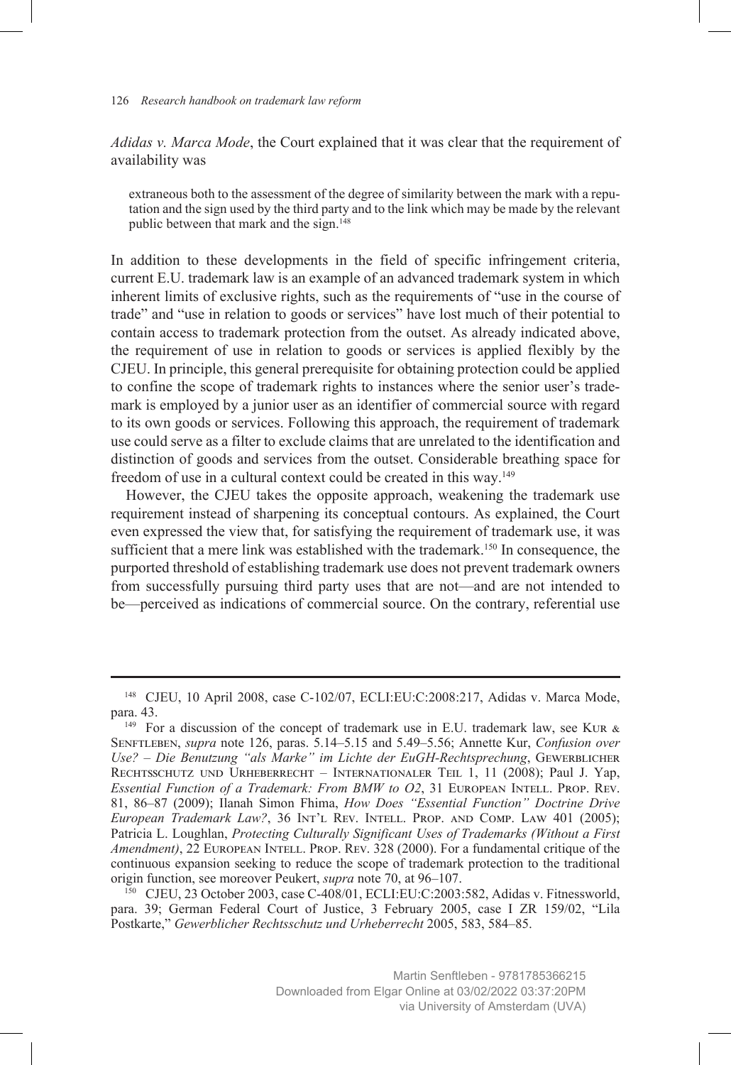*Adidas v. Marca Mode*, the Court explained that it was clear that the requirement of availability was

> extraneous both to the assessment of the degree of similarity between the mark with a reputation and the sign used by the third party and to the link which may be made by the relevant public between that mark and the sign.[148]

In addition to these developments in the field of specific infringement criteria, current E.U. trademark law is an example of an advanced trademark system in which inherent limits of exclusive rights, such as the requirements of "use in the course of trade" and "use in relation to goods or services" have lost much of their potential to contain access to trademark protection from the outset. As already indicated above, the requirement of use in relation to goods or services is applied flexibly by the CJEU. In principle, this general prerequisite for obtaining protection could be applied to confine the scope of trademark rights to instances where the senior user's trademark is employed by a junior user as an identifier of commercial source with regard to its own goods or services. Following this approach, the requirement of trademark use could serve as a filter to exclude claims that are unrelated to the identification and distinction of goods and services from the outset. Considerable breathing space for freedom of use in a cultural context could be created in this way.[149]

However, the CJEU takes the opposite approach, weakening the trademark use requirement instead of sharpening its conceptual contours. As explained, the Court even expressed the view that, for satisfying the requirement of trademark use, it was sufficient that a mere link was established with the trademark.[150] In consequence, the purported threshold of establishing trademark use does not prevent trademark owners from successfully pursuing third party uses that are not—and are not intended to be—perceived as indications of commercial source. On the contrary, referential use

---

[148] CJEU, 10 April 2008, case C-102/07, ECLI:EU:C:2008:217, Adidas v. Marca Mode, para. 43.

[149] For a discussion of the concept of trademark use in E.U. trademark law, see Kur & Senftleben, *supra* note 126, paras. 5.14–5.15 and 5.49–5.56; Annette Kur, *Confusion over Use? – Die Benutzung "als Marke" im Lichte der EuGH-Rechtsprechung*, Gewerblicher Rechtsschutz und Urheberrecht – Internationaler Teil 1, 11 (2008); Paul J. Yap, *Essential Function of a Trademark: From BMW to O2*, 31 European Intell. Prop. Rev. 81, 86–87 (2009); Ilanah Simon Fhima, *How Does "Essential Function" Doctrine Drive European Trademark Law?*, 36 Int'l Rev. Intell. Prop. and Comp. Law 401 (2005); Patricia L. Loughlan, *Protecting Culturally Significant Uses of Trademarks (Without a First Amendment)*, 22 European Intell. Prop. Rev. 328 (2000). For a fundamental critique of the continuous expansion seeking to reduce the scope of trademark protection to the traditional origin function, see moreover Peukert, *supra* note 70, at 96–107.

[150] CJEU, 23 October 2003, case C-408/01, ECLI:EU:C:2003:582, Adidas v. Fitnessworld, para. 39; German Federal Court of Justice, 3 February 2005, case I ZR 159/02, "Lila Postkarte," *Gewerblicher Rechtsschutz und Urheberrecht* 2005, 583, 584–85.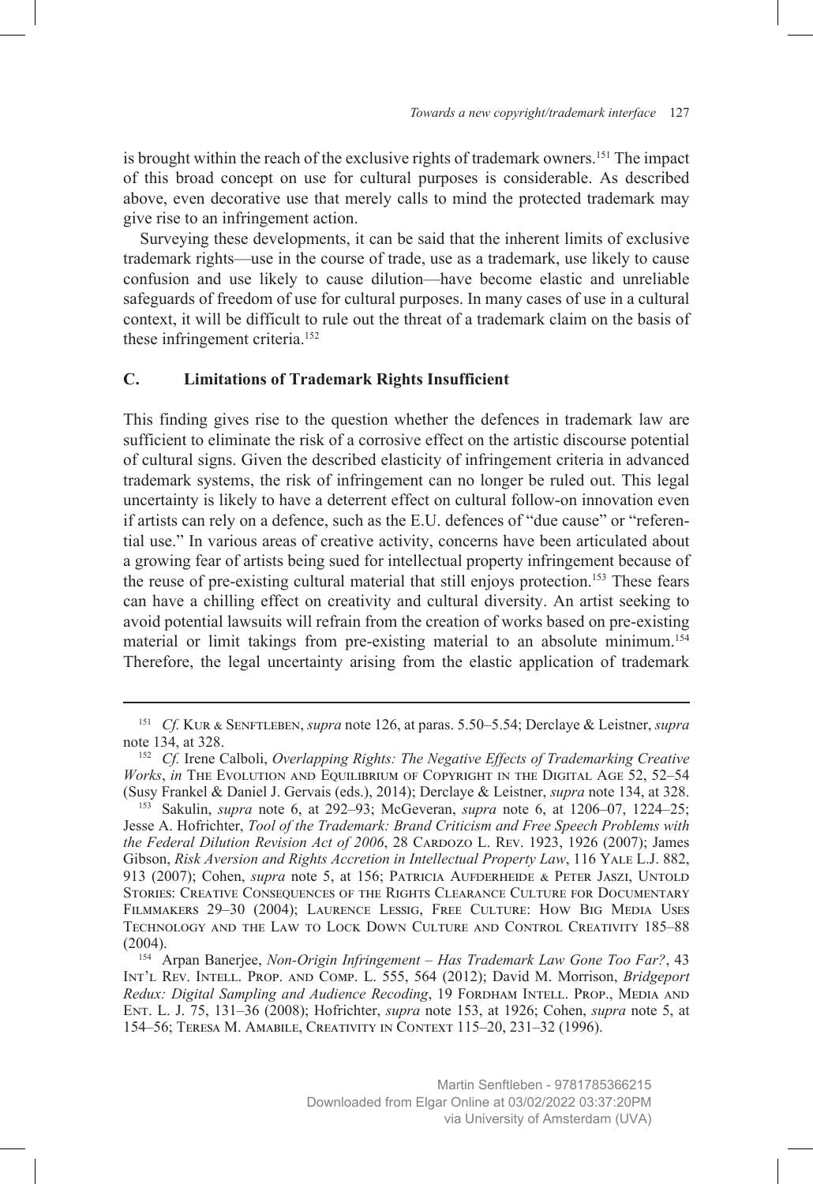is brought within the reach of the exclusive rights of trademark owners.[151] The impact of this broad concept on use for cultural purposes is considerable. As described above, even decorative use that merely calls to mind the protected trademark may give rise to an infringement action.

Surveying these developments, it can be said that the inherent limits of exclusive trademark rights—use in the course of trade, use as a trademark, use likely to cause confusion and use likely to cause dilution—have become elastic and unreliable safeguards of freedom of use for cultural purposes. In many cases of use in a cultural context, it will be difficult to rule out the threat of a trademark claim on the basis of these infringement criteria.[152]

### C. Limitations of Trademark Rights Insufficient

This finding gives rise to the question whether the defences in trademark law are sufficient to eliminate the risk of a corrosive effect on the artistic discourse potential of cultural signs. Given the described elasticity of infringement criteria in advanced trademark systems, the risk of infringement can no longer be ruled out. This legal uncertainty is likely to have a deterrent effect on cultural follow-on innovation even if artists can rely on a defence, such as the E.U. defences of "due cause" or "referential use." In various areas of creative activity, concerns have been articulated about a growing fear of artists being sued for intellectual property infringement because of the reuse of pre-existing cultural material that still enjoys protection.[153] These fears can have a chilling effect on creativity and cultural diversity. An artist seeking to avoid potential lawsuits will refrain from the creation of works based on pre-existing material or limit takings from pre-existing material to an absolute minimum.[154] Therefore, the legal uncertainty arising from the elastic application of trademark

---

[151] *Cf.* Kur & Senftleben, *supra* note 126, at paras. 5.50–5.54; Derclaye & Leistner, *supra* note 134, at 328.

[152] *Cf.* Irene Calboli, *Overlapping Rights: The Negative Effects of Trademarking Creative Works*, *in* The Evolution and Equilibrium of Copyright in the Digital Age 52, 52–54 (Susy Frankel & Daniel J. Gervais (eds.), 2014); Derclaye & Leistner, *supra* note 134, at 328.

[153] Sakulin, *supra* note 6, at 292–93; McGeveran, *supra* note 6, at 1206–07, 1224–25; Jesse A. Hofrichter, *Tool of the Trademark: Brand Criticism and Free Speech Problems with the Federal Dilution Revision Act of 2006*, 28 Cardozo L. Rev. 1923, 1926 (2007); James Gibson, *Risk Aversion and Rights Accretion in Intellectual Property Law*, 116 Yale L.J. 882, 913 (2007); Cohen, *supra* note 5, at 156; Patricia Aufderheide & Peter Jaszi, Untold Stories: Creative Consequences of the Rights Clearance Culture for Documentary Filmmakers 29–30 (2004); Laurence Lessig, Free Culture: How Big Media Uses Technology and the Law to Lock Down Culture and Control Creativity 185–88 (2004).

[154] Arpan Banerjee, *Non-Origin Infringement – Has Trademark Law Gone Too Far?*, 43 Int'l Rev. Intell. Prop. and Comp. L. 555, 564 (2012); David M. Morrison, *Bridgeport Redux: Digital Sampling and Audience Recoding*, 19 Fordham Intell. Prop., Media and Ent. L. J. 75, 131–36 (2008); Hofrichter, *supra* note 153, at 1926; Cohen, *supra* note 5, at 154–56; Teresa M. Amabile, Creativity in Context 115–20, 231–32 (1996).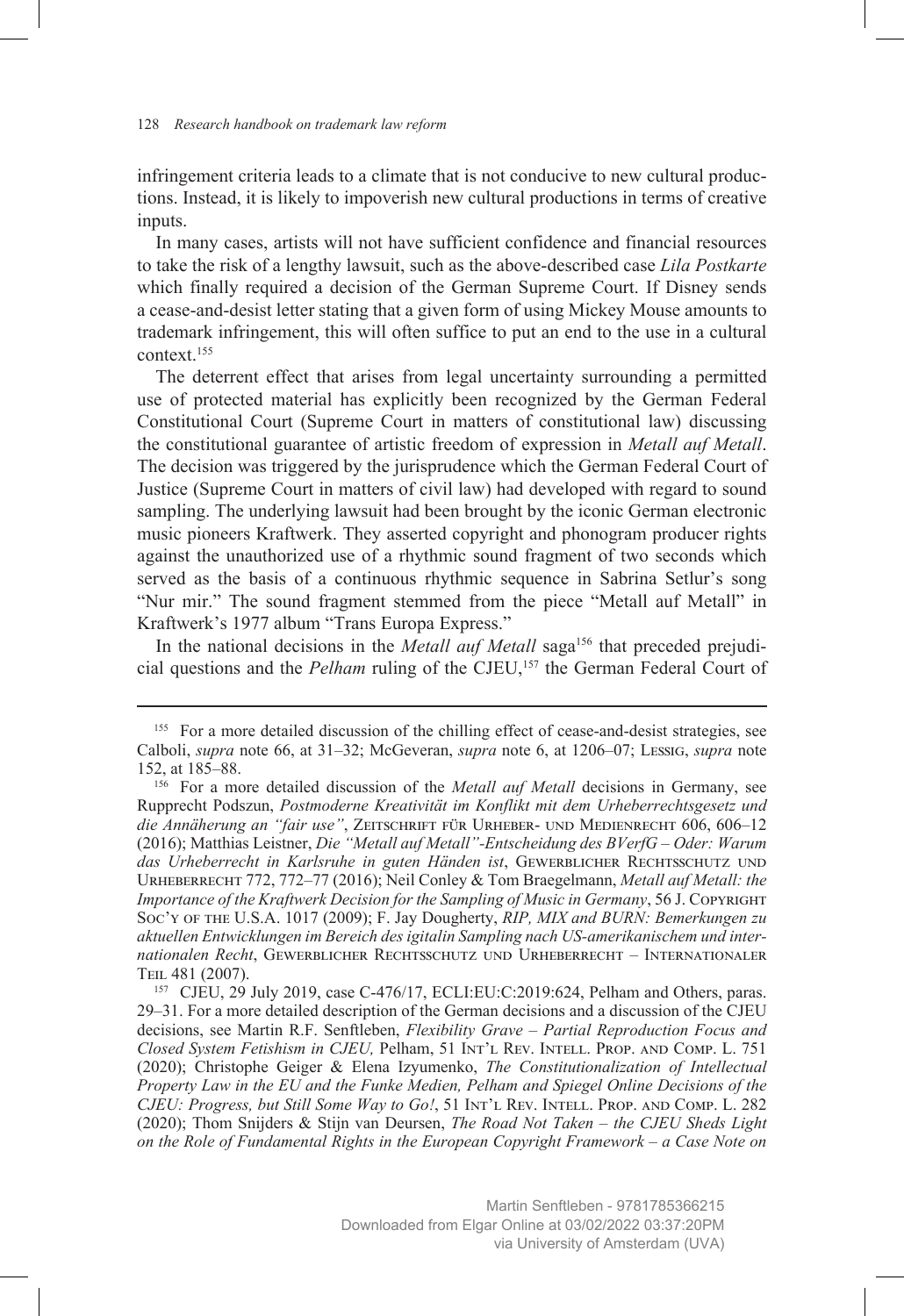infringement criteria leads to a climate that is not conducive to new cultural productions. Instead, it is likely to impoverish new cultural productions in terms of creative inputs.

In many cases, artists will not have sufficient confidence and financial resources to take the risk of a lengthy lawsuit, such as the above-described case *Lila Postkarte* which finally required a decision of the German Supreme Court. If Disney sends a cease-and-desist letter stating that a given form of using Mickey Mouse amounts to trademark infringement, this will often suffice to put an end to the use in a cultural context.[155]

The deterrent effect that arises from legal uncertainty surrounding a permitted use of protected material has explicitly been recognized by the German Federal Constitutional Court (Supreme Court in matters of constitutional law) discussing the constitutional guarantee of artistic freedom of expression in *Metall auf Metall*. The decision was triggered by the jurisprudence which the German Federal Court of Justice (Supreme Court in matters of civil law) had developed with regard to sound sampling. The underlying lawsuit had been brought by the iconic German electronic music pioneers Kraftwerk. They asserted copyright and phonogram producer rights against the unauthorized use of a rhythmic sound fragment of two seconds which served as the basis of a continuous rhythmic sequence in Sabrina Setlur's song "Nur mir." The sound fragment stemmed from the piece "Metall auf Metall" in Kraftwerk's 1977 album "Trans Europa Express."

In the national decisions in the *Metall auf Metall* saga[156] that preceded prejudicial questions and the *Pelham* ruling of the CJEU,[157] the German Federal Court of

---

[155] For a more detailed discussion of the chilling effect of cease-and-desist strategies, see Calboli, *supra* note 66, at 31–32; McGeveran, *supra* note 6, at 1206–07; Lessig, *supra* note 152, at 185–88.

[156] For a more detailed discussion of the *Metall auf Metall* decisions in Germany, see Rupprecht Podszun, *Postmoderne Kreativität im Konflikt mit dem Urheberrechtsgesetz und die Annäherung an "fair use"*, Zeitschrift für Urheber- und Medienrecht 606, 606–12 (2016); Matthias Leistner, *Die "Metall auf Metall"-Entscheidung des BVerfG – Oder: Warum das Urheberrecht in Karlsruhe in guten Händen ist*, Gewerblicher Rechtsschutz und Urheberrecht 772, 772–77 (2016); Neil Conley & Tom Braegelmann, *Metall auf Metall: the Importance of the Kraftwerk Decision for the Sampling of Music in Germany*, 56 J. Copyright Soc'y of the U.S.A. 1017 (2009); F. Jay Dougherty, *RIP, MIX and BURN: Bemerkungen zu aktuellen Entwicklungen im Bereich des igitalin Sampling nach US-amerikanischem und internationalen Recht*, Gewerblicher Rechtsschutz und Urheberrecht – Internationaler Teil 481 (2007).

[157] CJEU, 29 July 2019, case C-476/17, ECLI:EU:C:2019:624, Pelham and Others, paras. 29–31. For a more detailed description of the German decisions and a discussion of the CJEU decisions, see Martin R.F. Senftleben, *Flexibility Grave – Partial Reproduction Focus and Closed System Fetishism in CJEU,* Pelham, 51 Int'l Rev. Intell. Prop. and Comp. L. 751 (2020); Christophe Geiger & Elena Izyumenko, *The Constitutionalization of Intellectual Property Law in the EU and the Funke Medien, Pelham and Spiegel Online Decisions of the CJEU: Progress, but Still Some Way to Go!*, 51 Int'l Rev. Intell. Prop. and Comp. L. 282 (2020); Thom Snijders & Stijn van Deursen, *The Road Not Taken – the CJEU Sheds Light on the Role of Fundamental Rights in the European Copyright Framework – a Case Note on*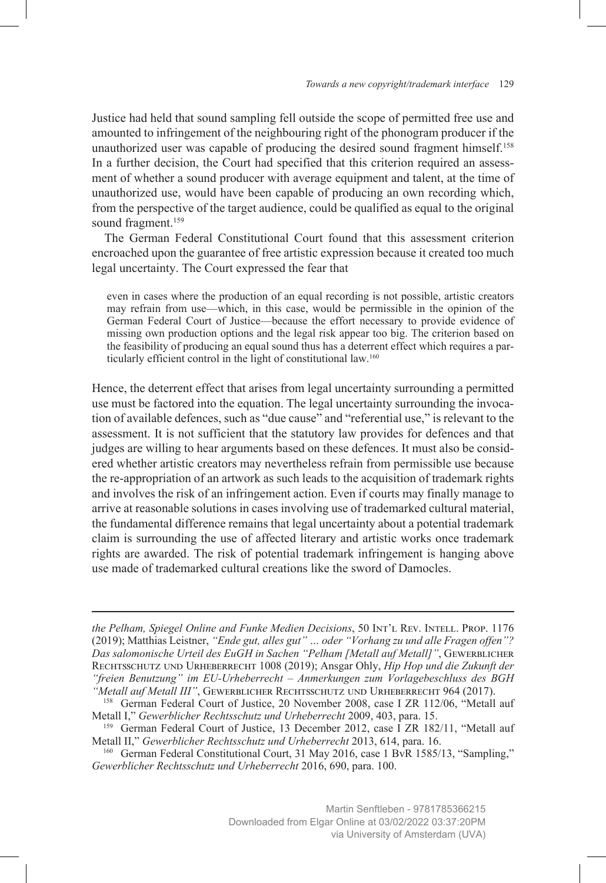Justice had held that sound sampling fell outside the scope of permitted free use and amounted to infringement of the neighbouring right of the phonogram producer if the unauthorized user was capable of producing the desired sound fragment himself.[158] In a further decision, the Court had specified that this criterion required an assessment of whether a sound producer with average equipment and talent, at the time of unauthorized use, would have been capable of producing an own recording which, from the perspective of the target audience, could be qualified as equal to the original sound fragment.[159]

The German Federal Constitutional Court found that this assessment criterion encroached upon the guarantee of free artistic expression because it created too much legal uncertainty. The Court expressed the fear that

> even in cases where the production of an equal recording is not possible, artistic creators may refrain from use—which, in this case, would be permissible in the opinion of the German Federal Court of Justice—because the effort necessary to provide evidence of missing own production options and the legal risk appear too big. The criterion based on the feasibility of producing an equal sound thus has a deterrent effect which requires a particularly efficient control in the light of constitutional law.[160]

Hence, the deterrent effect that arises from legal uncertainty surrounding a permitted use must be factored into the equation. The legal uncertainty surrounding the invocation of available defences, such as "due cause" and "referential use," is relevant to the assessment. It is not sufficient that the statutory law provides for defences and that judges are willing to hear arguments based on these defences. It must also be considered whether artistic creators may nevertheless refrain from permissible use because the re-appropriation of an artwork as such leads to the acquisition of trademark rights and involves the risk of an infringement action. Even if courts may finally manage to arrive at reasonable solutions in cases involving use of trademarked cultural material, the fundamental difference remains that legal uncertainty about a potential trademark claim is surrounding the use of affected literary and artistic works once trademark rights are awarded. The risk of potential trademark infringement is hanging above use made of trademarked cultural creations like the sword of Damocles.

---

*the Pelham, Spiegel Online and Funke Medien Decisions*, 50 Int'l Rev. Intell. Prop. 1176 (2019); Matthias Leistner, *"Ende gut, alles gut" ... oder "Vorhang zu und alle Fragen offen"? Das salomonische Urteil des EuGH in Sachen "Pelham [Metall auf Metall]"*, Gewerblicher Rechtsschutz und Urheberrecht 1008 (2019); Ansgar Ohly, *Hip Hop und die Zukunft der "freien Benutzung" im EU-Urheberrecht – Anmerkungen zum Vorlagebeschluss des BGH "Metall auf Metall III"*, Gewerblicher Rechtsschutz und Urheberrecht 964 (2017).

[158] German Federal Court of Justice, 20 November 2008, case I ZR 112/06, "Metall auf Metall I," *Gewerblicher Rechtsschutz und Urheberrecht* 2009, 403, para. 15.

[159] German Federal Court of Justice, 13 December 2012, case I ZR 182/11, "Metall auf Metall II," *Gewerblicher Rechtsschutz und Urheberrecht* 2013, 614, para. 16.

[160] German Federal Constitutional Court, 31 May 2016, case 1 BvR 1585/13, "Sampling," *Gewerblicher Rechtsschutz und Urheberrecht* 2016, 690, para. 100.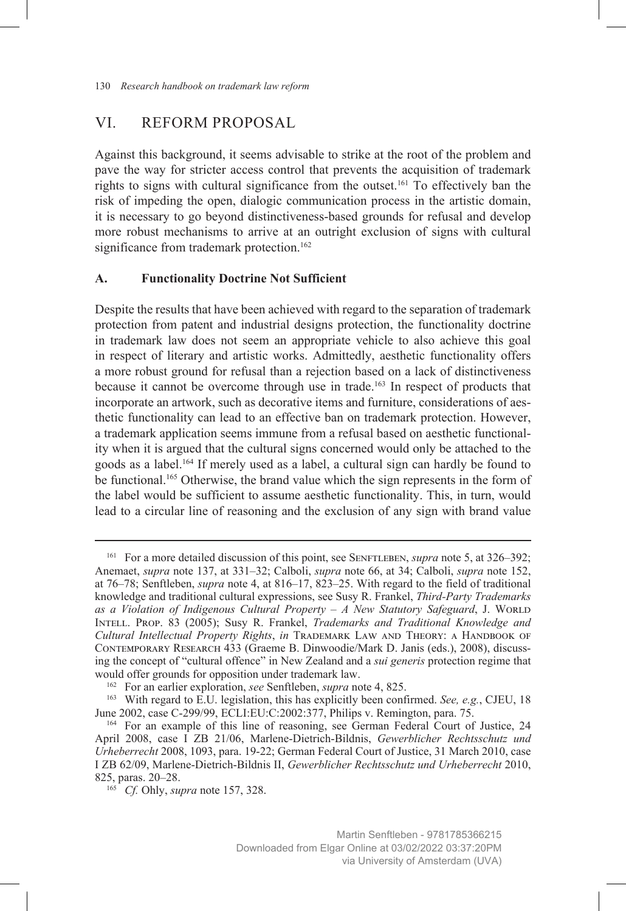## VI. REFORM PROPOSAL

Against this background, it seems advisable to strike at the root of the problem and pave the way for stricter access control that prevents the acquisition of trademark rights to signs with cultural significance from the outset.[161] To effectively ban the risk of impeding the open, dialogic communication process in the artistic domain, it is necessary to go beyond distinctiveness-based grounds for refusal and develop more robust mechanisms to arrive at an outright exclusion of signs with cultural significance from trademark protection.[162]

### A. Functionality Doctrine Not Sufficient

Despite the results that have been achieved with regard to the separation of trademark protection from patent and industrial designs protection, the functionality doctrine in trademark law does not seem an appropriate vehicle to also achieve this goal in respect of literary and artistic works. Admittedly, aesthetic functionality offers a more robust ground for refusal than a rejection based on a lack of distinctiveness because it cannot be overcome through use in trade.[163] In respect of products that incorporate an artwork, such as decorative items and furniture, considerations of aesthetic functionality can lead to an effective ban on trademark protection. However, a trademark application seems immune from a refusal based on aesthetic functionality when it is argued that the cultural signs concerned would only be attached to the goods as a label.[164] If merely used as a label, a cultural sign can hardly be found to be functional.[165] Otherwise, the brand value which the sign represents in the form of the label would be sufficient to assume aesthetic functionality. This, in turn, would lead to a circular line of reasoning and the exclusion of any sign with brand value

---

[161] For a more detailed discussion of this point, see Senftleben, *supra* note 5, at 326–392; Anemaet, *supra* note 137, at 331–32; Calboli, *supra* note 66, at 34; Calboli, *supra* note 152, at 76–78; Senftleben, *supra* note 4, at 816–17, 823–25. With regard to the field of traditional knowledge and traditional cultural expressions, see Susy R. Frankel, *Third-Party Trademarks as a Violation of Indigenous Cultural Property – A New Statutory Safeguard*, J. World Intell. Prop. 83 (2005); Susy R. Frankel, *Trademarks and Traditional Knowledge and Cultural Intellectual Property Rights*, *in* Trademark Law and Theory: a Handbook of Contemporary Research 433 (Graeme B. Dinwoodie/Mark D. Janis (eds.), 2008), discussing the concept of "cultural offence" in New Zealand and a *sui generis* protection regime that would offer grounds for opposition under trademark law.

[162] For an earlier exploration, *see* Senftleben, *supra* note 4, 825.

[163] With regard to E.U. legislation, this has explicitly been confirmed. *See, e.g.*, CJEU, 18 June 2002, case C-299/99, ECLI:EU:C:2002:377, Philips v. Remington, para. 75.

[164] For an example of this line of reasoning, see German Federal Court of Justice, 24 April 2008, case I ZB 21/06, Marlene-Dietrich-Bildnis, *Gewerblicher Rechtsschutz und Urheberrecht* 2008, 1093, para. 19-22; German Federal Court of Justice, 31 March 2010, case I ZB 62/09, Marlene-Dietrich-Bildnis II, *Gewerblicher Rechtsschutz und Urheberrecht* 2010, 825, paras. 20–28.

[165] *Cf.* Ohly, *supra* note 157, 328.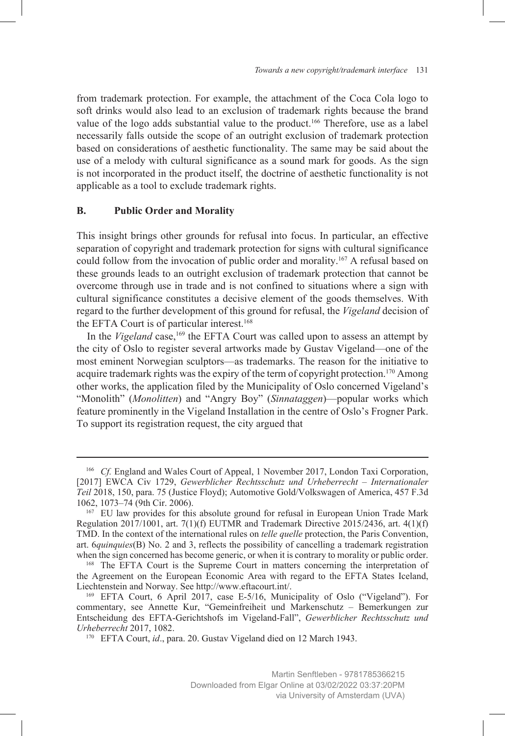from trademark protection. For example, the attachment of the Coca Cola logo to soft drinks would also lead to an exclusion of trademark rights because the brand value of the logo adds substantial value to the product.[166] Therefore, use as a label necessarily falls outside the scope of an outright exclusion of trademark protection based on considerations of aesthetic functionality. The same may be said about the use of a melody with cultural significance as a sound mark for goods. As the sign is not incorporated in the product itself, the doctrine of aesthetic functionality is not applicable as a tool to exclude trademark rights.

### B. Public Order and Morality

This insight brings other grounds for refusal into focus. In particular, an effective separation of copyright and trademark protection for signs with cultural significance could follow from the invocation of public order and morality.[167] A refusal based on these grounds leads to an outright exclusion of trademark protection that cannot be overcome through use in trade and is not confined to situations where a sign with cultural significance constitutes a decisive element of the goods themselves. With regard to the further development of this ground for refusal, the *Vigeland* decision of the EFTA Court is of particular interest.[168]

In the *Vigeland* case,[169] the EFTA Court was called upon to assess an attempt by the city of Oslo to register several artworks made by Gustav Vigeland—one of the most eminent Norwegian sculptors—as trademarks. The reason for the initiative to acquire trademark rights was the expiry of the term of copyright protection.[170] Among other works, the application filed by the Municipality of Oslo concerned Vigeland's "Monolith" (*Monolitten*) and "Angry Boy" (*Sinnataggen*)—popular works which feature prominently in the Vigeland Installation in the centre of Oslo's Frogner Park. To support its registration request, the city argued that

---

[166] *Cf.* England and Wales Court of Appeal, 1 November 2017, London Taxi Corporation, [2017] EWCA Civ 1729, *Gewerblicher Rechtsschutz und Urheberrecht – Internationaler Teil* 2018, 150, para. 75 (Justice Floyd); Automotive Gold/Volkswagen of America, 457 F.3d 1062, 1073–74 (9th Cir. 2006).

[167] EU law provides for this absolute ground for refusal in European Union Trade Mark Regulation 2017/1001, art. 7(1)(f) EUTMR and Trademark Directive 2015/2436, art. 4(1)(f) TMD. In the context of the international rules on *telle quelle* protection, the Paris Convention, art. 6*quinquies*(B) No. 2 and 3, reflects the possibility of cancelling a trademark registration when the sign concerned has become generic, or when it is contrary to morality or public order.

[168] The EFTA Court is the Supreme Court in matters concerning the interpretation of the Agreement on the European Economic Area with regard to the EFTA States Iceland, Liechtenstein and Norway. See http://www.eftacourt.int/.

[169] EFTA Court, 6 April 2017, case E-5/16, Municipality of Oslo ("Vigeland"). For commentary, see Annette Kur, "Gemeinfreiheit und Markenschutz – Bemerkungen zur Entscheidung des EFTA-Gerichtshofs im Vigeland-Fall", *Gewerblicher Rechtsschutz und Urheberrecht* 2017, 1082.

[170] EFTA Court, *id*., para. 20. Gustav Vigeland died on 12 March 1943.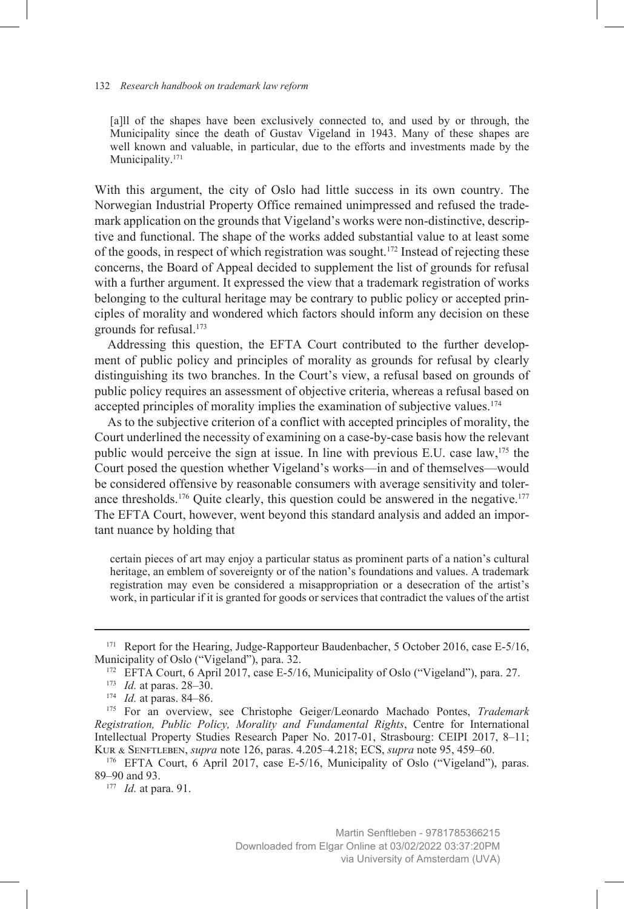> [a]ll of the shapes have been exclusively connected to, and used by or through, the Municipality since the death of Gustav Vigeland in 1943. Many of these shapes are well known and valuable, in particular, due to the efforts and investments made by the Municipality.[171]

With this argument, the city of Oslo had little success in its own country. The Norwegian Industrial Property Office remained unimpressed and refused the trademark application on the grounds that Vigeland's works were non-distinctive, descriptive and functional. The shape of the works added substantial value to at least some of the goods, in respect of which registration was sought.[172] Instead of rejecting these concerns, the Board of Appeal decided to supplement the list of grounds for refusal with a further argument. It expressed the view that a trademark registration of works belonging to the cultural heritage may be contrary to public policy or accepted principles of morality and wondered which factors should inform any decision on these grounds for refusal.[173]

Addressing this question, the EFTA Court contributed to the further development of public policy and principles of morality as grounds for refusal by clearly distinguishing its two branches. In the Court's view, a refusal based on grounds of public policy requires an assessment of objective criteria, whereas a refusal based on accepted principles of morality implies the examination of subjective values.[174]

As to the subjective criterion of a conflict with accepted principles of morality, the Court underlined the necessity of examining on a case-by-case basis how the relevant public would perceive the sign at issue. In line with previous E.U. case law,[175] the Court posed the question whether Vigeland's works—in and of themselves—would be considered offensive by reasonable consumers with average sensitivity and tolerance thresholds.[176] Quite clearly, this question could be answered in the negative.[177] The EFTA Court, however, went beyond this standard analysis and added an important nuance by holding that

> certain pieces of art may enjoy a particular status as prominent parts of a nation's cultural heritage, an emblem of sovereignty or of the nation's foundations and values. A trademark registration may even be considered a misappropriation or a desecration of the artist's work, in particular if it is granted for goods or services that contradict the values of the artist

---

[171] Report for the Hearing, Judge-Rapporteur Baudenbacher, 5 October 2016, case E-5/16, Municipality of Oslo ("Vigeland"), para. 32.

[172] EFTA Court, 6 April 2017, case E-5/16, Municipality of Oslo ("Vigeland"), para. 27.

[173] *Id.* at paras. 28–30.

[174] *Id.* at paras. 84–86.

[175] For an overview, see Christophe Geiger/Leonardo Machado Pontes, *Trademark Registration, Public Policy, Morality and Fundamental Rights*, Centre for International Intellectual Property Studies Research Paper No. 2017-01, Strasbourg: CEIPI 2017, 8–11; Kur & Senftleben, *supra* note 126, paras. 4.205–4.218; ECS, *supra* note 95, 459–60.

[176] EFTA Court, 6 April 2017, case E-5/16, Municipality of Oslo ("Vigeland"), paras. 89–90 and 93.

[177] *Id.* at para. 91.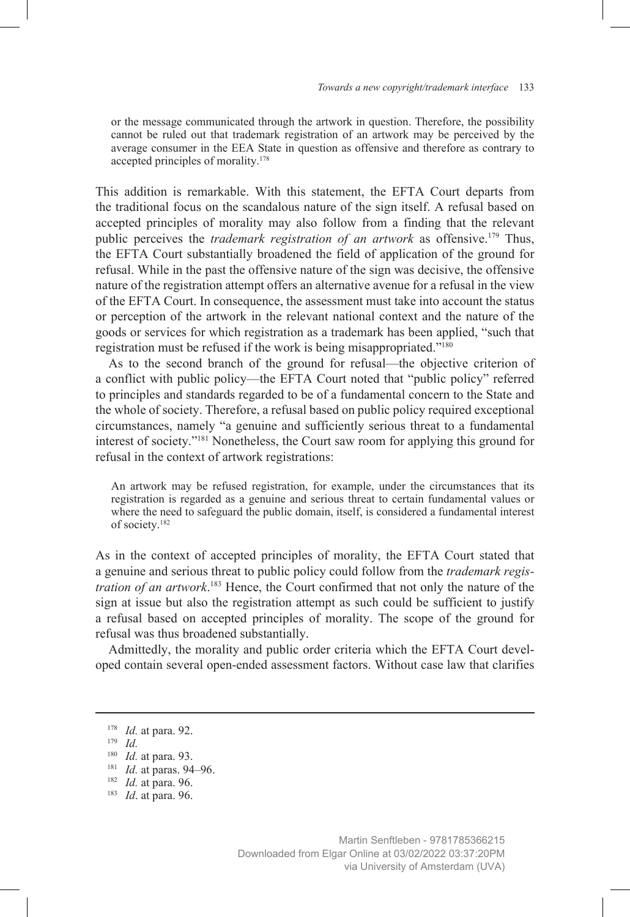> or the message communicated through the artwork in question. Therefore, the possibility cannot be ruled out that trademark registration of an artwork may be perceived by the average consumer in the EEA State in question as offensive and therefore as contrary to accepted principles of morality.[178]

This addition is remarkable. With this statement, the EFTA Court departs from the traditional focus on the scandalous nature of the sign itself. A refusal based on accepted principles of morality may also follow from a finding that the relevant public perceives the *trademark registration of an artwork* as offensive.[179] Thus, the EFTA Court substantially broadened the field of application of the ground for refusal. While in the past the offensive nature of the sign was decisive, the offensive nature of the registration attempt offers an alternative avenue for a refusal in the view of the EFTA Court. In consequence, the assessment must take into account the status or perception of the artwork in the relevant national context and the nature of the goods or services for which registration as a trademark has been applied, "such that registration must be refused if the work is being misappropriated."[180]

As to the second branch of the ground for refusal—the objective criterion of a conflict with public policy—the EFTA Court noted that "public policy" referred to principles and standards regarded to be of a fundamental concern to the State and the whole of society. Therefore, a refusal based on public policy required exceptional circumstances, namely "a genuine and sufficiently serious threat to a fundamental interest of society."[181] Nonetheless, the Court saw room for applying this ground for refusal in the context of artwork registrations:

> An artwork may be refused registration, for example, under the circumstances that its registration is regarded as a genuine and serious threat to certain fundamental values or where the need to safeguard the public domain, itself, is considered a fundamental interest of society.[182]

As in the context of accepted principles of morality, the EFTA Court stated that a genuine and serious threat to public policy could follow from the *trademark registration of an artwork*.[183] Hence, the Court confirmed that not only the nature of the sign at issue but also the registration attempt as such could be sufficient to justify a refusal based on accepted principles of morality. The scope of the ground for refusal was thus broadened substantially.

Admittedly, the morality and public order criteria which the EFTA Court developed contain several open-ended assessment factors. Without case law that clarifies

---

[178] *Id.* at para. 92.

[179] *Id.*

[180] *Id.* at para. 93.

[181] *Id.* at paras. 94–96.

[182] *Id.* at para. 96.

[183] *Id*. at para. 96.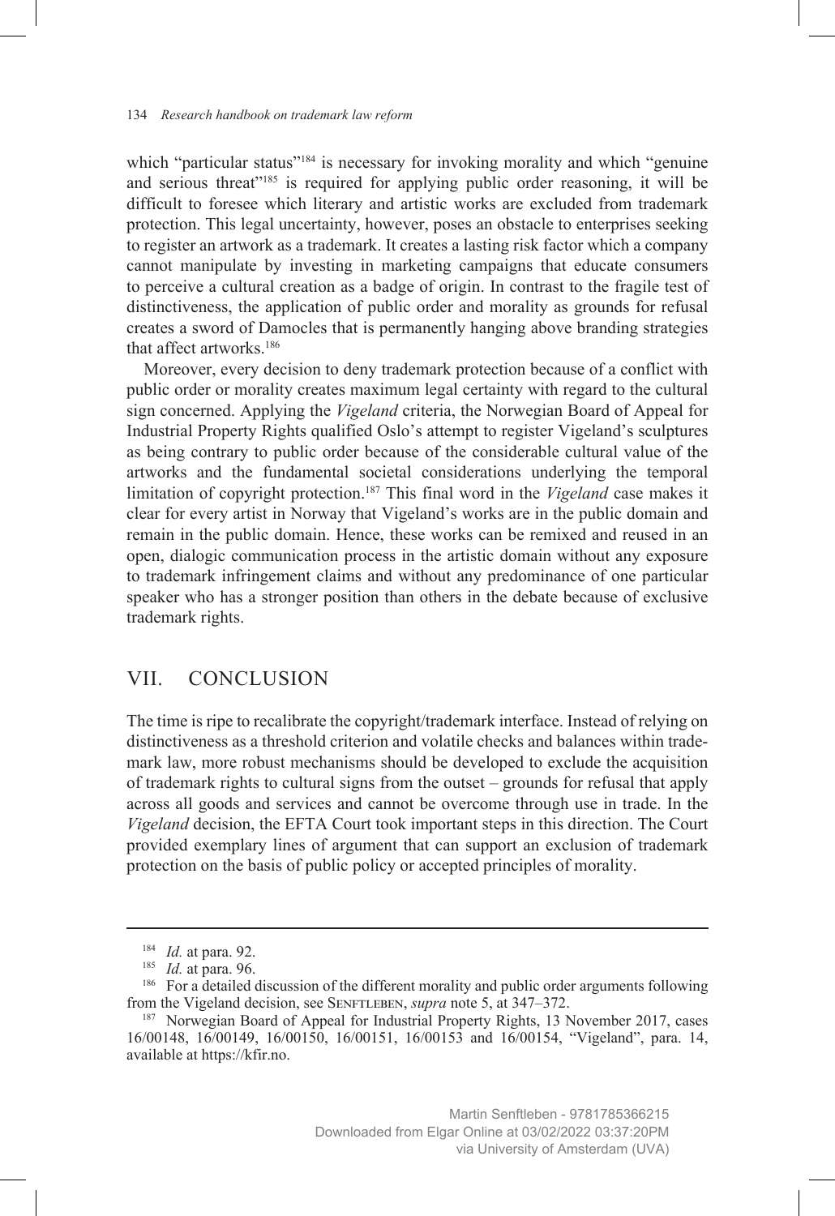which "particular status"[184] is necessary for invoking morality and which "genuine and serious threat"[185] is required for applying public order reasoning, it will be difficult to foresee which literary and artistic works are excluded from trademark protection. This legal uncertainty, however, poses an obstacle to enterprises seeking to register an artwork as a trademark. It creates a lasting risk factor which a company cannot manipulate by investing in marketing campaigns that educate consumers to perceive a cultural creation as a badge of origin. In contrast to the fragile test of distinctiveness, the application of public order and morality as grounds for refusal creates a sword of Damocles that is permanently hanging above branding strategies that affect artworks.[186]

Moreover, every decision to deny trademark protection because of a conflict with public order or morality creates maximum legal certainty with regard to the cultural sign concerned. Applying the *Vigeland* criteria, the Norwegian Board of Appeal for Industrial Property Rights qualified Oslo's attempt to register Vigeland's sculptures as being contrary to public order because of the considerable cultural value of the artworks and the fundamental societal considerations underlying the temporal limitation of copyright protection.[187] This final word in the *Vigeland* case makes it clear for every artist in Norway that Vigeland's works are in the public domain and remain in the public domain. Hence, these works can be remixed and reused in an open, dialogic communication process in the artistic domain without any exposure to trademark infringement claims and without any predominance of one particular speaker who has a stronger position than others in the debate because of exclusive trademark rights.

## VII. CONCLUSION

The time is ripe to recalibrate the copyright/trademark interface. Instead of relying on distinctiveness as a threshold criterion and volatile checks and balances within trademark law, more robust mechanisms should be developed to exclude the acquisition of trademark rights to cultural signs from the outset – grounds for refusal that apply across all goods and services and cannot be overcome through use in trade. In the *Vigeland* decision, the EFTA Court took important steps in this direction. The Court provided exemplary lines of argument that can support an exclusion of trademark protection on the basis of public policy or accepted principles of morality.

---

[184] *Id.* at para. 92.

[185] *Id.* at para. 96.

[186] For a detailed discussion of the different morality and public order arguments following from the Vigeland decision, see Senftleben, *supra* note 5, at 347–372.

[187] Norwegian Board of Appeal for Industrial Property Rights, 13 November 2017, cases 16/00148, 16/00149, 16/00150, 16/00151, 16/00153 and 16/00154, "Vigeland", para. 14, available at https://kfir.no.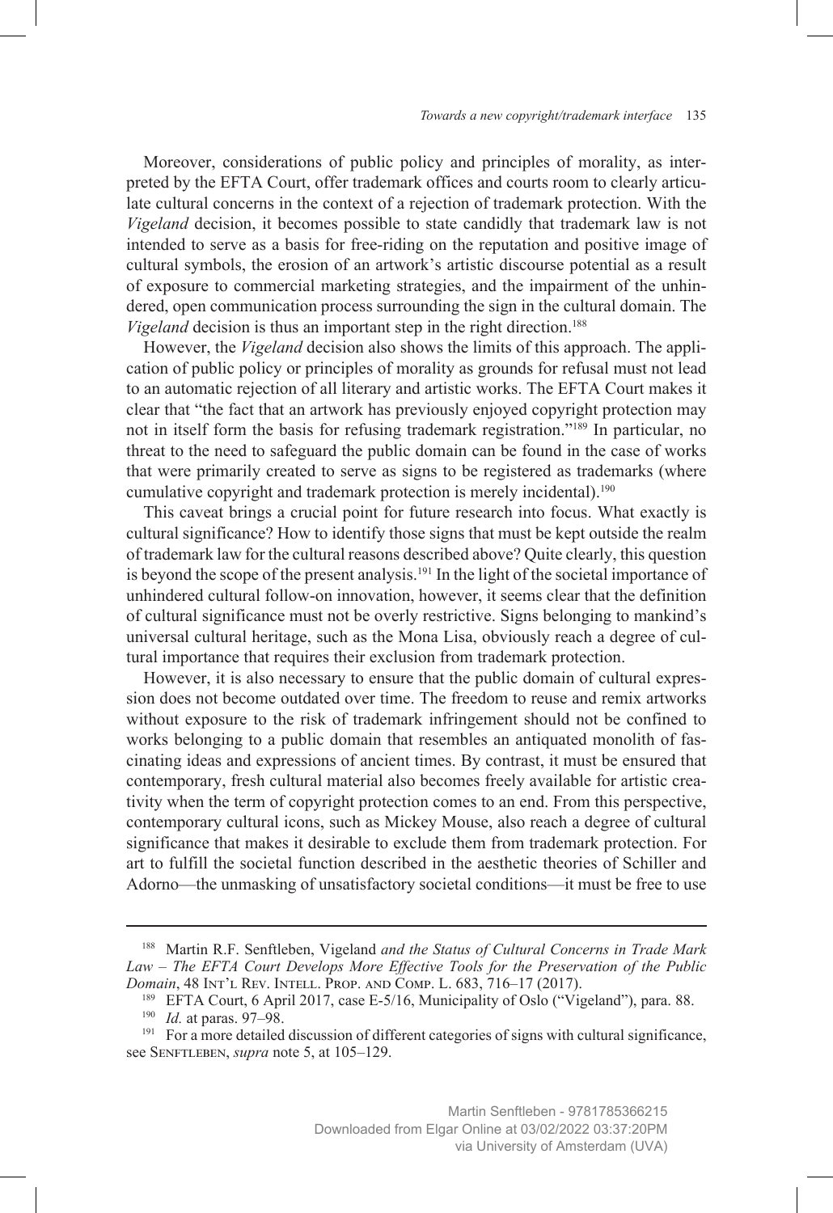Moreover, considerations of public policy and principles of morality, as interpreted by the EFTA Court, offer trademark offices and courts room to clearly articulate cultural concerns in the context of a rejection of trademark protection. With the *Vigeland* decision, it becomes possible to state candidly that trademark law is not intended to serve as a basis for free-riding on the reputation and positive image of cultural symbols, the erosion of an artwork's artistic discourse potential as a result of exposure to commercial marketing strategies, and the impairment of the unhindered, open communication process surrounding the sign in the cultural domain. The *Vigeland* decision is thus an important step in the right direction.[188]

However, the *Vigeland* decision also shows the limits of this approach. The application of public policy or principles of morality as grounds for refusal must not lead to an automatic rejection of all literary and artistic works. The EFTA Court makes it clear that "the fact that an artwork has previously enjoyed copyright protection may not in itself form the basis for refusing trademark registration."[189] In particular, no threat to the need to safeguard the public domain can be found in the case of works that were primarily created to serve as signs to be registered as trademarks (where cumulative copyright and trademark protection is merely incidental).[190]

This caveat brings a crucial point for future research into focus. What exactly is cultural significance? How to identify those signs that must be kept outside the realm of trademark law for the cultural reasons described above? Quite clearly, this question is beyond the scope of the present analysis.[191] In the light of the societal importance of unhindered cultural follow-on innovation, however, it seems clear that the definition of cultural significance must not be overly restrictive. Signs belonging to mankind's universal cultural heritage, such as the Mona Lisa, obviously reach a degree of cultural importance that requires their exclusion from trademark protection.

However, it is also necessary to ensure that the public domain of cultural expression does not become outdated over time. The freedom to reuse and remix artworks without exposure to the risk of trademark infringement should not be confined to works belonging to a public domain that resembles an antiquated monolith of fascinating ideas and expressions of ancient times. By contrast, it must be ensured that contemporary, fresh cultural material also becomes freely available for artistic creativity when the term of copyright protection comes to an end. From this perspective, contemporary cultural icons, such as Mickey Mouse, also reach a degree of cultural significance that makes it desirable to exclude them from trademark protection. For art to fulfill the societal function described in the aesthetic theories of Schiller and Adorno—the unmasking of unsatisfactory societal conditions—it must be free to use

---

[188] Martin R.F. Senftleben, Vigeland *and the Status of Cultural Concerns in Trade Mark Law – The EFTA Court Develops More Effective Tools for the Preservation of the Public Domain*, 48 Int'l Rev. Intell. Prop. and Comp. L. 683, 716–17 (2017).

[189] EFTA Court, 6 April 2017, case E-5/16, Municipality of Oslo ("Vigeland"), para. 88.

[190] *Id.* at paras. 97–98.

[191] For a more detailed discussion of different categories of signs with cultural significance, see Senftleben, *supra* note 5, at 105–129.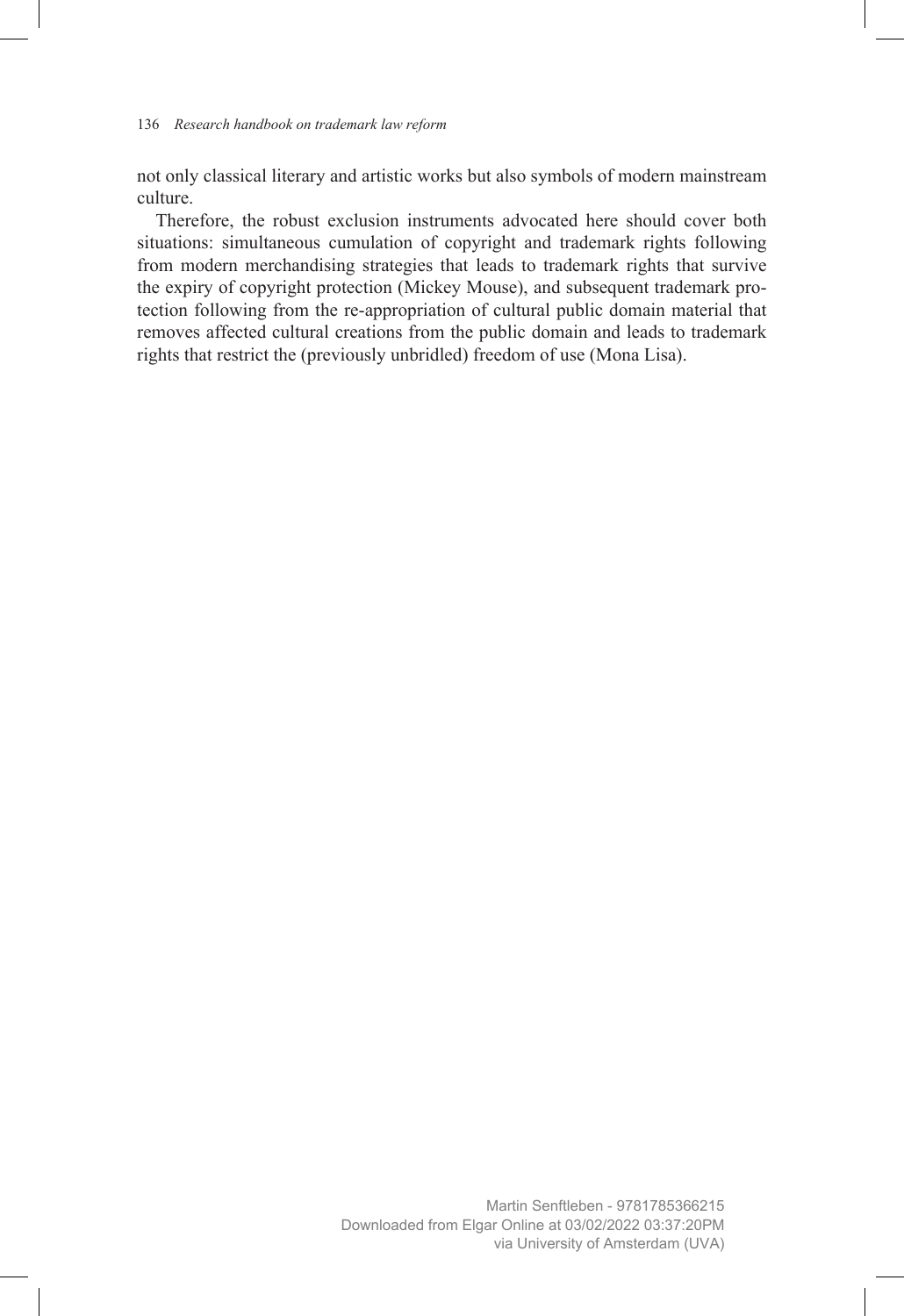not only classical literary and artistic works but also symbols of modern mainstream culture.

Therefore, the robust exclusion instruments advocated here should cover both situations: simultaneous cumulation of copyright and trademark rights following from modern merchandising strategies that leads to trademark rights that survive the expiry of copyright protection (Mickey Mouse), and subsequent trademark protection following from the re-appropriation of cultural public domain material that removes affected cultural creations from the public domain and leads to trademark rights that restrict the (previously unbridled) freedom of use (Mona Lisa).